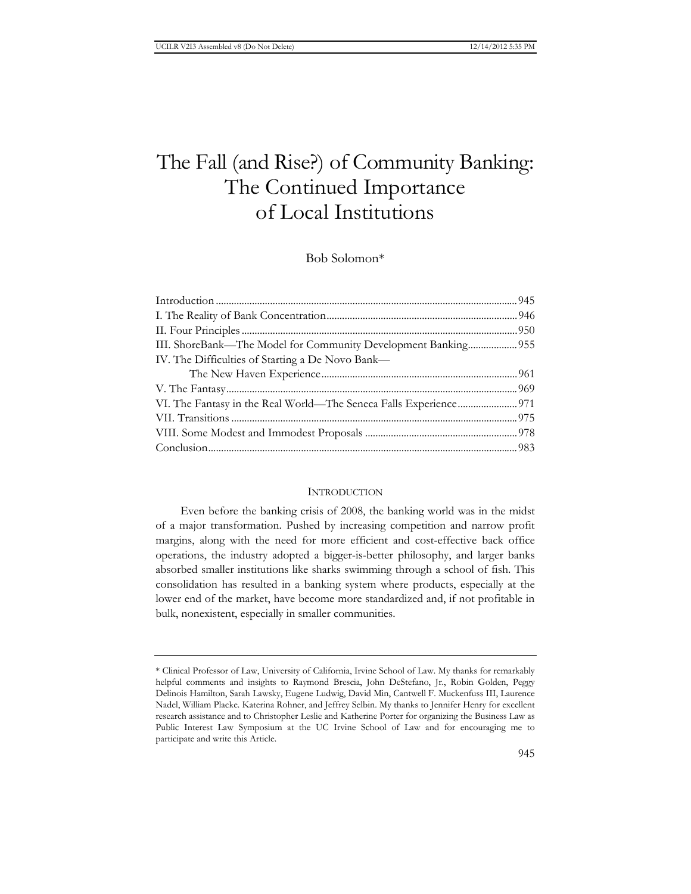# The Fall (and Rise?) of Community Banking: The Continued Importance of Local Institutions

Bob Solomon*

Introduction ........ 945
I. The Reality of Bank Concentration ........ 946
II. Four Principles ........ 950
III. ShoreBank—The Model for Community Development Banking ........ 955
IV. The Difficulties of Starting a De Novo Bank—The New Haven Experience ........ 961
V. The Fantasy ........ 969
VI. The Fantasy in the Real World—The Seneca Falls Experience ........ 971
VII. Transitions ........ 975
VIII. Some Modest and Immodest Proposals ........ 978
Conclusion ........ 983

## INTRODUCTION

Even before the banking crisis of 2008, the banking world was in the midst of a major transformation. Pushed by increasing competition and narrow profit margins, along with the need for more efficient and cost-effective back office operations, the industry adopted a bigger-is-better philosophy, and larger banks absorbed smaller institutions like sharks swimming through a school of fish. This consolidation has resulted in a banking system where products, especially at the lower end of the market, have become more standardized and, if not profitable in bulk, nonexistent, especially in smaller communities.

---

* Clinical Professor of Law, University of California, Irvine School of Law. My thanks for remarkably helpful comments and insights to Raymond Brescia, John DeStefano, Jr., Robin Golden, Peggy Delinois Hamilton, Sarah Lawsky, Eugene Ludwig, David Min, Cantwell F. Muckenfuss III, Laurence Nadel, William Placke. Katerina Rohner, and Jeffrey Selbin. My thanks to Jennifer Henry for excellent research assistance and to Christopher Leslie and Katherine Porter for organizing the Business Law as Public Interest Law Symposium at the UC Irvine School of Law and for encouraging me to participate and write this Article.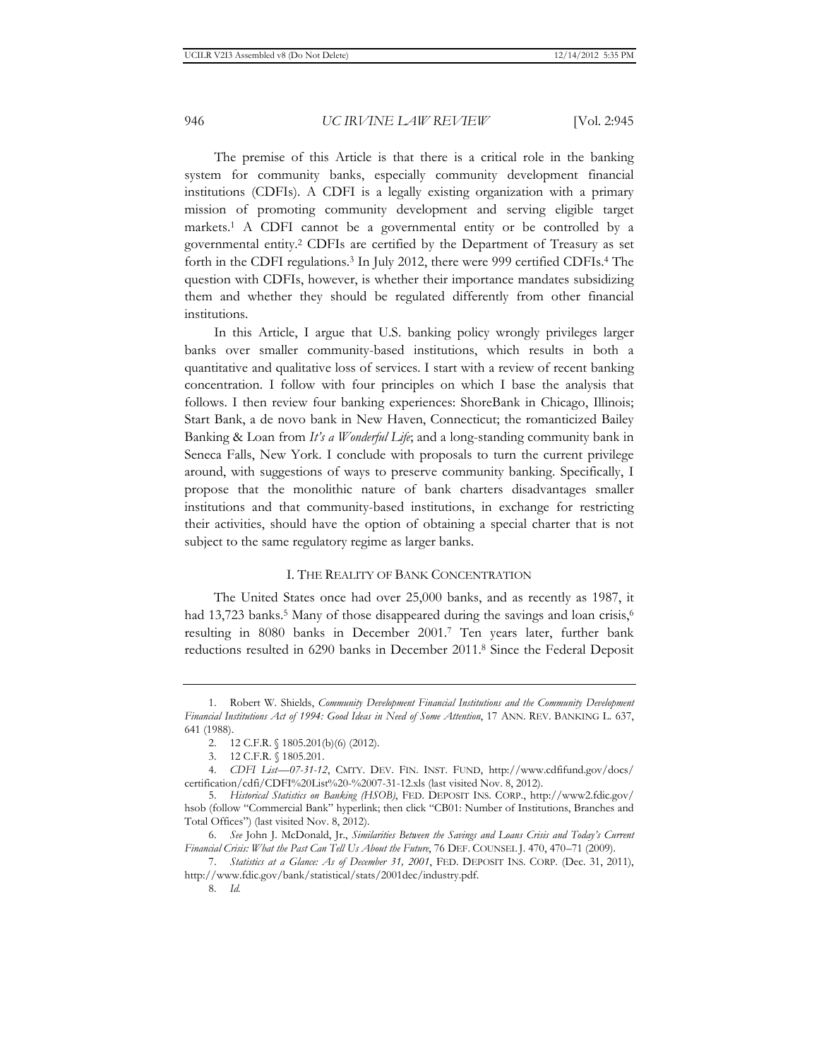The premise of this Article is that there is a critical role in the banking system for community banks, especially community development financial institutions (CDFIs). A CDFI is a legally existing organization with a primary mission of promoting community development and serving eligible target markets.[1] A CDFI cannot be a governmental entity or be controlled by a governmental entity.[2] CDFIs are certified by the Department of Treasury as set forth in the CDFI regulations.[3] In July 2012, there were 999 certified CDFIs.[4] The question with CDFIs, however, is whether their importance mandates subsidizing them and whether they should be regulated differently from other financial institutions.

In this Article, I argue that U.S. banking policy wrongly privileges larger banks over smaller community-based institutions, which results in both a quantitative and qualitative loss of services. I start with a review of recent banking concentration. I follow with four principles on which I base the analysis that follows. I then review four banking experiences: ShoreBank in Chicago, Illinois; Start Bank, a de novo bank in New Haven, Connecticut; the romanticized Bailey Banking & Loan from *It's a Wonderful Life*; and a long-standing community bank in Seneca Falls, New York. I conclude with proposals to turn the current privilege around, with suggestions of ways to preserve community banking. Specifically, I propose that the monolithic nature of bank charters disadvantages smaller institutions and that community-based institutions, in exchange for restricting their activities, should have the option of obtaining a special charter that is not subject to the same regulatory regime as larger banks.

## I. THE REALITY OF BANK CONCENTRATION

The United States once had over 25,000 banks, and as recently as 1987, it had 13,723 banks.[5] Many of those disappeared during the savings and loan crisis,[6] resulting in 8080 banks in December 2001.[7] Ten years later, further bank reductions resulted in 6290 banks in December 2011.[8] Since the Federal Deposit

---

1. Robert W. Shields, *Community Development Financial Institutions and the Community Development Financial Institutions Act of 1994: Good Ideas in Need of Some Attention*, 17 ANN. REV. BANKING L. 637, 641 (1988).

2. 12 C.F.R. § 1805.201(b)(6) (2012).

3. 12 C.F.R. § 1805.201.

4. *CDFI List—07-31-12*, CMTY. DEV. FIN. INST. FUND, http://www.cdfifund.gov/docs/certification/cdfi/CDFI%20List%20-%2007-31-12.xls (last visited Nov. 8, 2012).

5. *Historical Statistics on Banking (HSOB)*, FED. DEPOSIT INS. CORP., http://www2.fdic.gov/hsob (follow "Commercial Bank" hyperlink; then click "CB01: Number of Institutions, Branches and Total Offices") (last visited Nov. 8, 2012).

6. *See* John J. McDonald, Jr., *Similarities Between the Savings and Loans Crisis and Today's Current Financial Crisis: What the Past Can Tell Us About the Future*, 76 DEF. COUNSEL J. 470, 470–71 (2009).

7. *Statistics at a Glance: As of December 31, 2001*, FED. DEPOSIT INS. CORP. (Dec. 31, 2011), http://www.fdic.gov/bank/statistical/stats/2001dec/industry.pdf.

8. *Id.*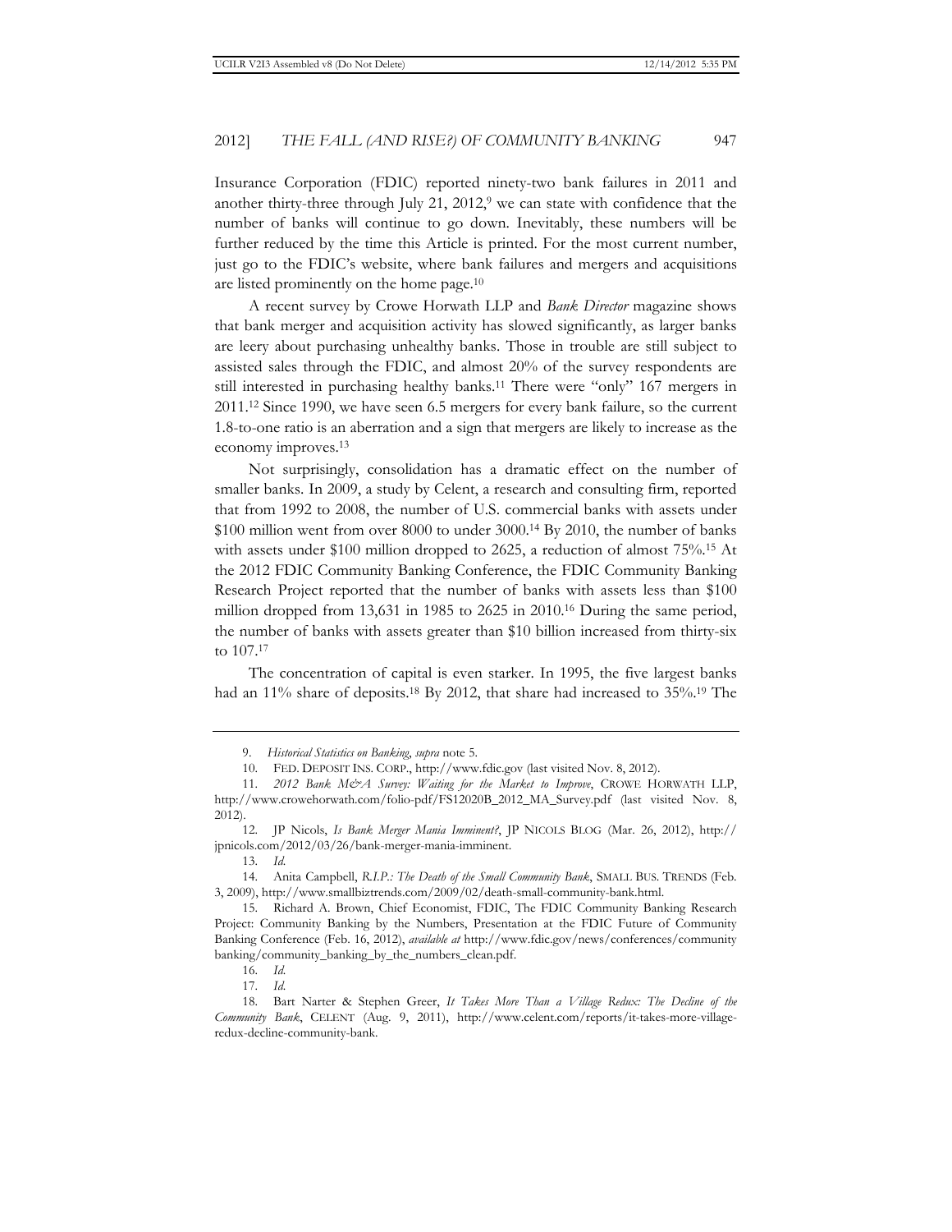Insurance Corporation (FDIC) reported ninety-two bank failures in 2011 and another thirty-three through July 21, 2012,[9] we can state with confidence that the number of banks will continue to go down. Inevitably, these numbers will be further reduced by the time this Article is printed. For the most current number, just go to the FDIC's website, where bank failures and mergers and acquisitions are listed prominently on the home page.[10]

A recent survey by Crowe Horwath LLP and *Bank Director* magazine shows that bank merger and acquisition activity has slowed significantly, as larger banks are leery about purchasing unhealthy banks. Those in trouble are still subject to assisted sales through the FDIC, and almost 20% of the survey respondents are still interested in purchasing healthy banks.[11] There were "only" 167 mergers in 2011.[12] Since 1990, we have seen 6.5 mergers for every bank failure, so the current 1.8-to-one ratio is an aberration and a sign that mergers are likely to increase as the economy improves.[13]

Not surprisingly, consolidation has a dramatic effect on the number of smaller banks. In 2009, a study by Celent, a research and consulting firm, reported that from 1992 to 2008, the number of U.S. commercial banks with assets under $100 million went from over 8000 to under 3000.[14] By 2010, the number of banks with assets under $100 million dropped to 2625, a reduction of almost 75%.[15] At the 2012 FDIC Community Banking Conference, the FDIC Community Banking Research Project reported that the number of banks with assets less than $100 million dropped from 13,631 in 1985 to 2625 in 2010.[16] During the same period, the number of banks with assets greater than $10 billion increased from thirty-six to 107.[17]

The concentration of capital is even starker. In 1995, the five largest banks had an 11% share of deposits.[18] By 2012, that share had increased to 35%.[19] The

---

9. *Historical Statistics on Banking*, *supra* note 5.

10. FED. DEPOSIT INS. CORP., http://www.fdic.gov (last visited Nov. 8, 2012).

11. *2012 Bank M&A Survey: Waiting for the Market to Improve*, CROWE HORWATH LLP, http://www.crowehorwath.com/folio-pdf/FS12020B_2012_MA_Survey.pdf (last visited Nov. 8, 2012).

12. JP Nicols, *Is Bank Merger Mania Imminent?*, JP NICOLS BLOG (Mar. 26, 2012), http://jpnicols.com/2012/03/26/bank-merger-mania-imminent.

13. *Id.*

14. Anita Campbell, *R.I.P.: The Death of the Small Community Bank*, SMALL BUS. TRENDS (Feb. 3, 2009), http://www.smallbiztrends.com/2009/02/death-small-community-bank.html.

15. Richard A. Brown, Chief Economist, FDIC, The FDIC Community Banking Research Project: Community Banking by the Numbers, Presentation at the FDIC Future of Community Banking Conference (Feb. 16, 2012), *available at* http://www.fdic.gov/news/conferences/communitybanking/community_banking_by_the_numbers_clean.pdf.

16. *Id.*

17. *Id.*

18. Bart Narter & Stephen Greer, *It Takes More Than a Village Redux: The Decline of the Community Bank*, CELENT (Aug. 9, 2011), http://www.celent.com/reports/it-takes-more-village-redux-decline-community-bank.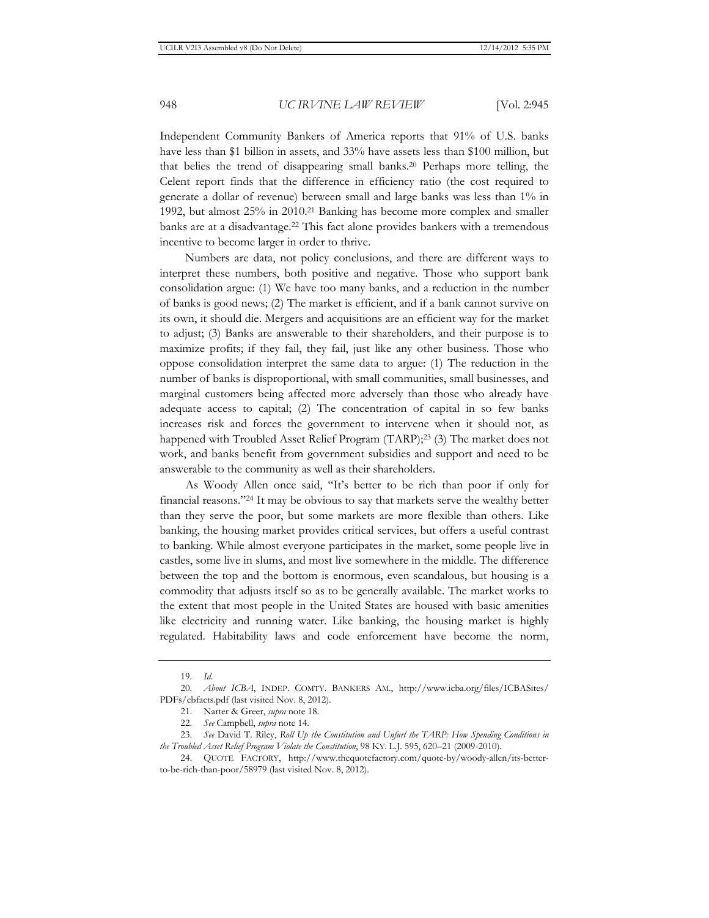Independent Community Bankers of America reports that 91% of U.S. banks have less than $1 billion in assets, and 33% have assets less than $100 million, but that belies the trend of disappearing small banks.[20] Perhaps more telling, the Celent report finds that the difference in efficiency ratio (the cost required to generate a dollar of revenue) between small and large banks was less than 1% in 1992, but almost 25% in 2010.[21] Banking has become more complex and smaller banks are at a disadvantage.[22] This fact alone provides bankers with a tremendous incentive to become larger in order to thrive.

Numbers are data, not policy conclusions, and there are different ways to interpret these numbers, both positive and negative. Those who support bank consolidation argue: (1) We have too many banks, and a reduction in the number of banks is good news; (2) The market is efficient, and if a bank cannot survive on its own, it should die. Mergers and acquisitions are an efficient way for the market to adjust; (3) Banks are answerable to their shareholders, and their purpose is to maximize profits; if they fail, they fail, just like any other business. Those who oppose consolidation interpret the same data to argue: (1) The reduction in the number of banks is disproportional, with small communities, small businesses, and marginal customers being affected more adversely than those who already have adequate access to capital; (2) The concentration of capital in so few banks increases risk and forces the government to intervene when it should not, as happened with Troubled Asset Relief Program (TARP);[23] (3) The market does not work, and banks benefit from government subsidies and support and need to be answerable to the community as well as their shareholders.

As Woody Allen once said, "It's better to be rich than poor if only for financial reasons."[24] It may be obvious to say that markets serve the wealthy better than they serve the poor, but some markets are more flexible than others. Like banking, the housing market provides critical services, but offers a useful contrast to banking. While almost everyone participates in the market, some people live in castles, some live in slums, and most live somewhere in the middle. The difference between the top and the bottom is enormous, even scandalous, but housing is a commodity that adjusts itself so as to be generally available. The market works to the extent that most people in the United States are housed with basic amenities like electricity and running water. Like banking, the housing market is highly regulated. Habitability laws and code enforcement have become the norm,

---

19. *Id.*

20. *About ICBA*, INDEP. COMTY. BANKERS AM., http://www.icba.org/files/ICBASites/PDFs/cbfacts.pdf (last visited Nov. 8, 2012).

21. Narter & Greer, *supra* note 18.

22. *See* Campbell, *supra* note 14.

23. *See* David T. Riley, *Roll Up the Constitution and Unfurl the TARP: How Spending Conditions in the Troubled Asset Relief Program Violate the Constitution*, 98 KY. L.J. 595, 620–21 (2009-2010).

24. QUOTE FACTORY, http://www.thequotefactory.com/quote-by/woody-allen/its-better-to-be-rich-than-poor/58979 (last visited Nov. 8, 2012).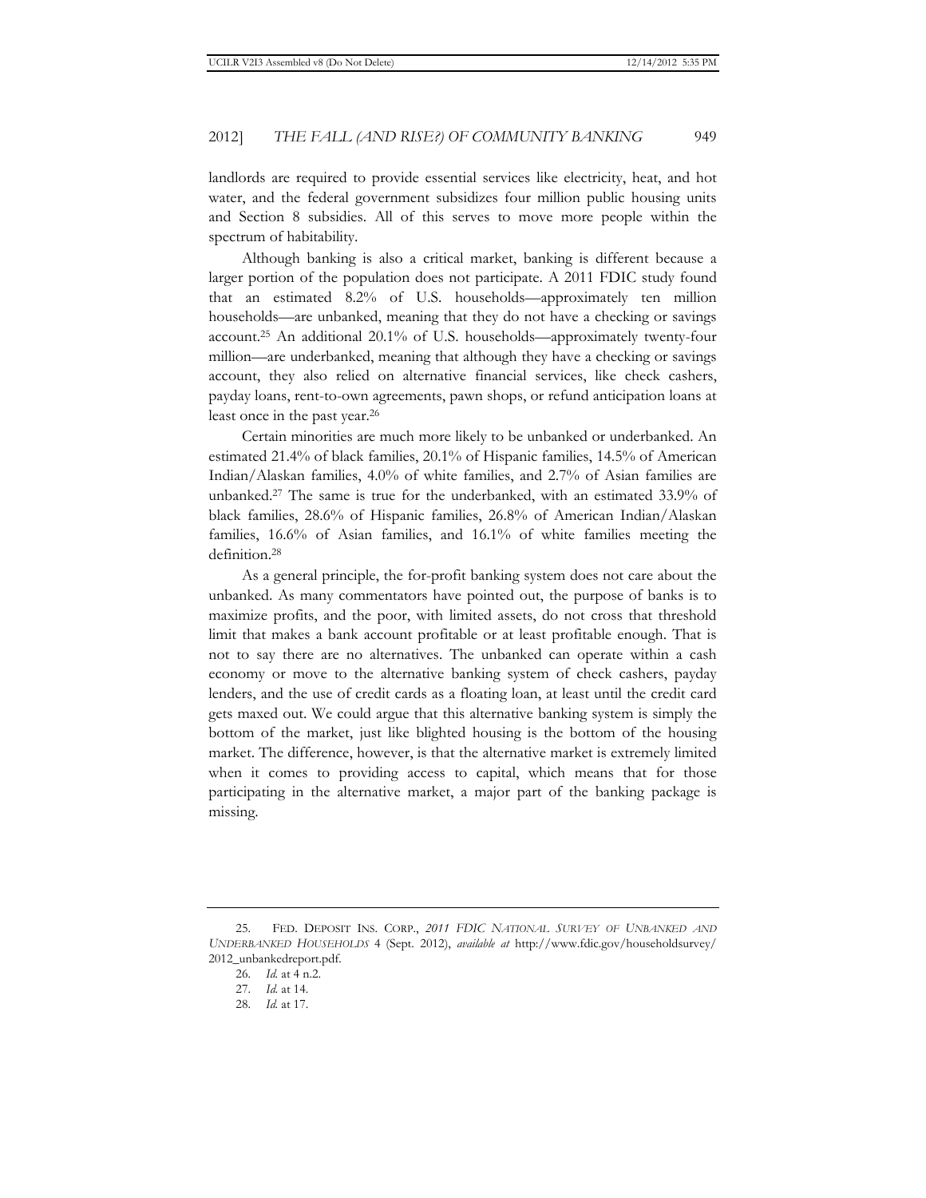landlords are required to provide essential services like electricity, heat, and hot water, and the federal government subsidizes four million public housing units and Section 8 subsidies. All of this serves to move more people within the spectrum of habitability.

Although banking is also a critical market, banking is different because a larger portion of the population does not participate. A 2011 FDIC study found that an estimated 8.2% of U.S. households—approximately ten million households—are unbanked, meaning that they do not have a checking or savings account.[25] An additional 20.1% of U.S. households—approximately twenty-four million—are underbanked, meaning that although they have a checking or savings account, they also relied on alternative financial services, like check cashers, payday loans, rent-to-own agreements, pawn shops, or refund anticipation loans at least once in the past year.[26]

Certain minorities are much more likely to be unbanked or underbanked. An estimated 21.4% of black families, 20.1% of Hispanic families, 14.5% of American Indian/Alaskan families, 4.0% of white families, and 2.7% of Asian families are unbanked.[27] The same is true for the underbanked, with an estimated 33.9% of black families, 28.6% of Hispanic families, 26.8% of American Indian/Alaskan families, 16.6% of Asian families, and 16.1% of white families meeting the definition.[28]

As a general principle, the for-profit banking system does not care about the unbanked. As many commentators have pointed out, the purpose of banks is to maximize profits, and the poor, with limited assets, do not cross that threshold limit that makes a bank account profitable or at least profitable enough. That is not to say there are no alternatives. The unbanked can operate within a cash economy or move to the alternative banking system of check cashers, payday lenders, and the use of credit cards as a floating loan, at least until the credit card gets maxed out. We could argue that this alternative banking system is simply the bottom of the market, just like blighted housing is the bottom of the housing market. The difference, however, is that the alternative market is extremely limited when it comes to providing access to capital, which means that for those participating in the alternative market, a major part of the banking package is missing.

---

25. FED. DEPOSIT INS. CORP., *2011 FDIC NATIONAL SURVEY OF UNBANKED AND UNDERBANKED HOUSEHOLDS* 4 (Sept. 2012), *available at* http://www.fdic.gov/householdsurvey/2012_unbankedreport.pdf.

26. *Id.* at 4 n.2.

27. *Id.* at 14.

28. *Id.* at 17.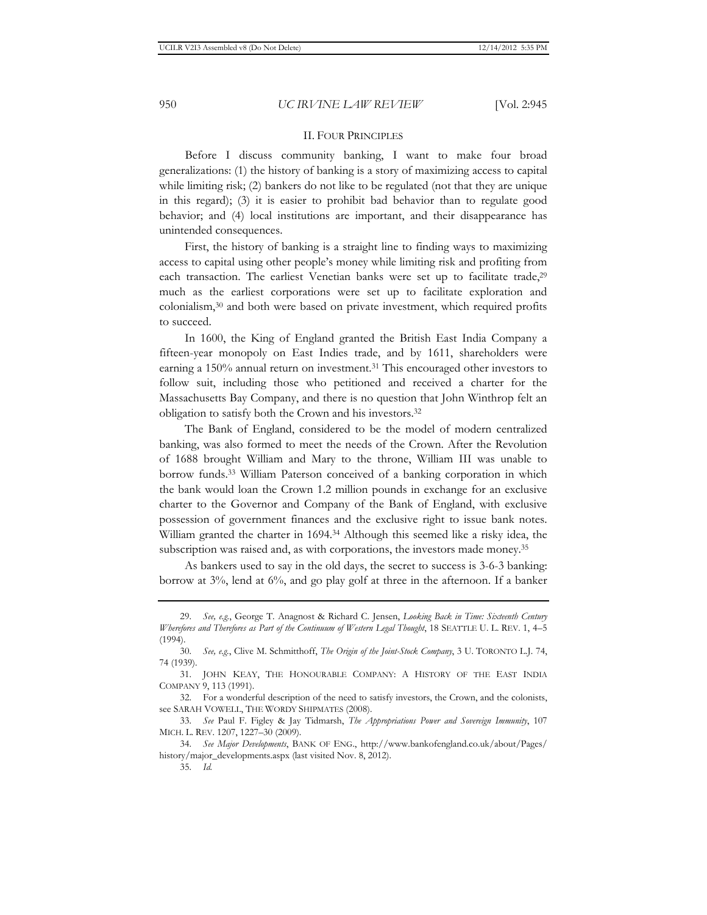## II. FOUR PRINCIPLES

Before I discuss community banking, I want to make four broad generalizations: (1) the history of banking is a story of maximizing access to capital while limiting risk; (2) bankers do not like to be regulated (not that they are unique in this regard); (3) it is easier to prohibit bad behavior than to regulate good behavior; and (4) local institutions are important, and their disappearance has unintended consequences.

First, the history of banking is a straight line to finding ways to maximizing access to capital using other people's money while limiting risk and profiting from each transaction. The earliest Venetian banks were set up to facilitate trade,[29] much as the earliest corporations were set up to facilitate exploration and colonialism,[30] and both were based on private investment, which required profits to succeed.

In 1600, the King of England granted the British East India Company a fifteen-year monopoly on East Indies trade, and by 1611, shareholders were earning a 150% annual return on investment.[31] This encouraged other investors to follow suit, including those who petitioned and received a charter for the Massachusetts Bay Company, and there is no question that John Winthrop felt an obligation to satisfy both the Crown and his investors.[32]

The Bank of England, considered to be the model of modern centralized banking, was also formed to meet the needs of the Crown. After the Revolution of 1688 brought William and Mary to the throne, William III was unable to borrow funds.[33] William Paterson conceived of a banking corporation in which the bank would loan the Crown 1.2 million pounds in exchange for an exclusive charter to the Governor and Company of the Bank of England, with exclusive possession of government finances and the exclusive right to issue bank notes. William granted the charter in 1694.[34] Although this seemed like a risky idea, the subscription was raised and, as with corporations, the investors made money.[35]

As bankers used to say in the old days, the secret to success is 3-6-3 banking: borrow at 3%, lend at 6%, and go play golf at three in the afternoon. If a banker

---

29. *See, e.g.*, George T. Anagnost & Richard C. Jensen, *Looking Back in Time: Sixteenth Century Wherefores and Therefores as Part of the Continuum of Western Legal Thought*, 18 SEATTLE U. L. REV. 1, 4–5 (1994).

30. *See, e.g.*, Clive M. Schmitthoff, *The Origin of the Joint-Stock Company*, 3 U. TORONTO L.J. 74, 74 (1939).

31. JOHN KEAY, THE HONOURABLE COMPANY: A HISTORY OF THE EAST INDIA COMPANY 9, 113 (1991).

32. For a wonderful description of the need to satisfy investors, the Crown, and the colonists, see SARAH VOWELL, THE WORDY SHIPMATES (2008).

33. *See* Paul F. Figley & Jay Tidmarsh, *The Appropriations Power and Sovereign Immunity*, 107 MICH. L. REV. 1207, 1227–30 (2009).

34. *See Major Developments*, BANK OF ENG., http://www.bankofengland.co.uk/about/Pages/history/major_developments.aspx (last visited Nov. 8, 2012).

35. *Id.*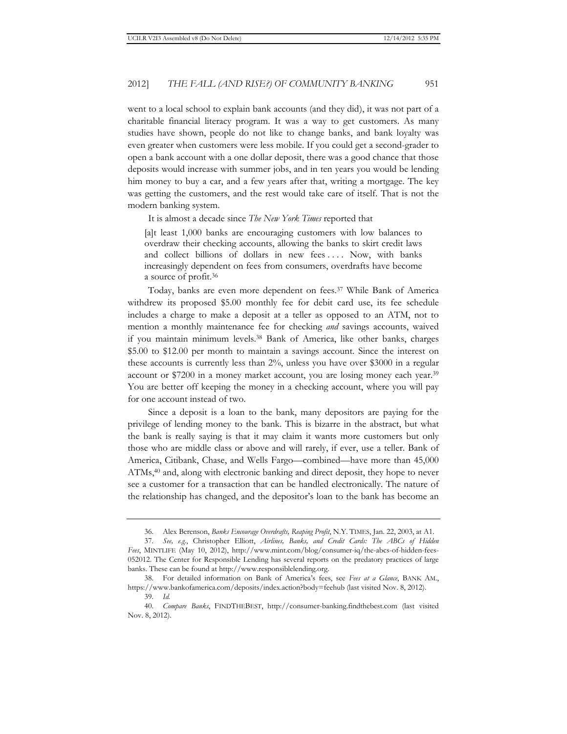went to a local school to explain bank accounts (and they did), it was not part of a charitable financial literacy program. It was a way to get customers. As many studies have shown, people do not like to change banks, and bank loyalty was even greater when customers were less mobile. If you could get a second-grader to open a bank account with a one dollar deposit, there was a good chance that those deposits would increase with summer jobs, and in ten years you would be lending him money to buy a car, and a few years after that, writing a mortgage. The key was getting the customers, and the rest would take care of itself. That is not the modern banking system.

It is almost a decade since *The New York Times* reported that

> [a]t least 1,000 banks are encouraging customers with low balances to overdraw their checking accounts, allowing the banks to skirt credit laws and collect billions of dollars in new fees . . . . Now, with banks increasingly dependent on fees from consumers, overdrafts have become a source of profit.[36]

Today, banks are even more dependent on fees.[37] While Bank of America withdrew its proposed $5.00 monthly fee for debit card use, its fee schedule includes a charge to make a deposit at a teller as opposed to an ATM, not to mention a monthly maintenance fee for checking *and* savings accounts, waived if you maintain minimum levels.[38] Bank of America, like other banks, charges $5.00 to $12.00 per month to maintain a savings account. Since the interest on these accounts is currently less than 2%, unless you have over $3000 in a regular account or $7200 in a money market account, you are losing money each year.[39] You are better off keeping the money in a checking account, where you will pay for one account instead of two.

Since a deposit is a loan to the bank, many depositors are paying for the privilege of lending money to the bank. This is bizarre in the abstract, but what the bank is really saying is that it may claim it wants more customers but only those who are middle class or above and will rarely, if ever, use a teller. Bank of America, Citibank, Chase, and Wells Fargo—combined—have more than 45,000 ATMs,[40] and, along with electronic banking and direct deposit, they hope to never see a customer for a transaction that can be handled electronically. The nature of the relationship has changed, and the depositor's loan to the bank has become an

---

36. Alex Berenson, *Banks Encourage Overdrafts, Reaping Profit*, N.Y. TIMES, Jan. 22, 2003, at A1.

37. *See, e.g.*, Christopher Elliott, *Airlines, Banks, and Credit Cards: The ABCs of Hidden Fees*, MINTLIFE (May 10, 2012), http://www.mint.com/blog/consumer-iq/the-abcs-of-hidden-fees-052012. The Center for Responsible Lending has several reports on the predatory practices of large banks. These can be found at http://www.responsiblelending.org.

38. For detailed information on Bank of America's fees, see *Fees at a Glance*, BANK AM., https://www.bankofamerica.com/deposits/index.action?body=feehub (last visited Nov. 8, 2012).

39. *Id.*

40. *Compare Banks*, FINDTHEBEST, http://consumer-banking.findthebest.com (last visited Nov. 8, 2012).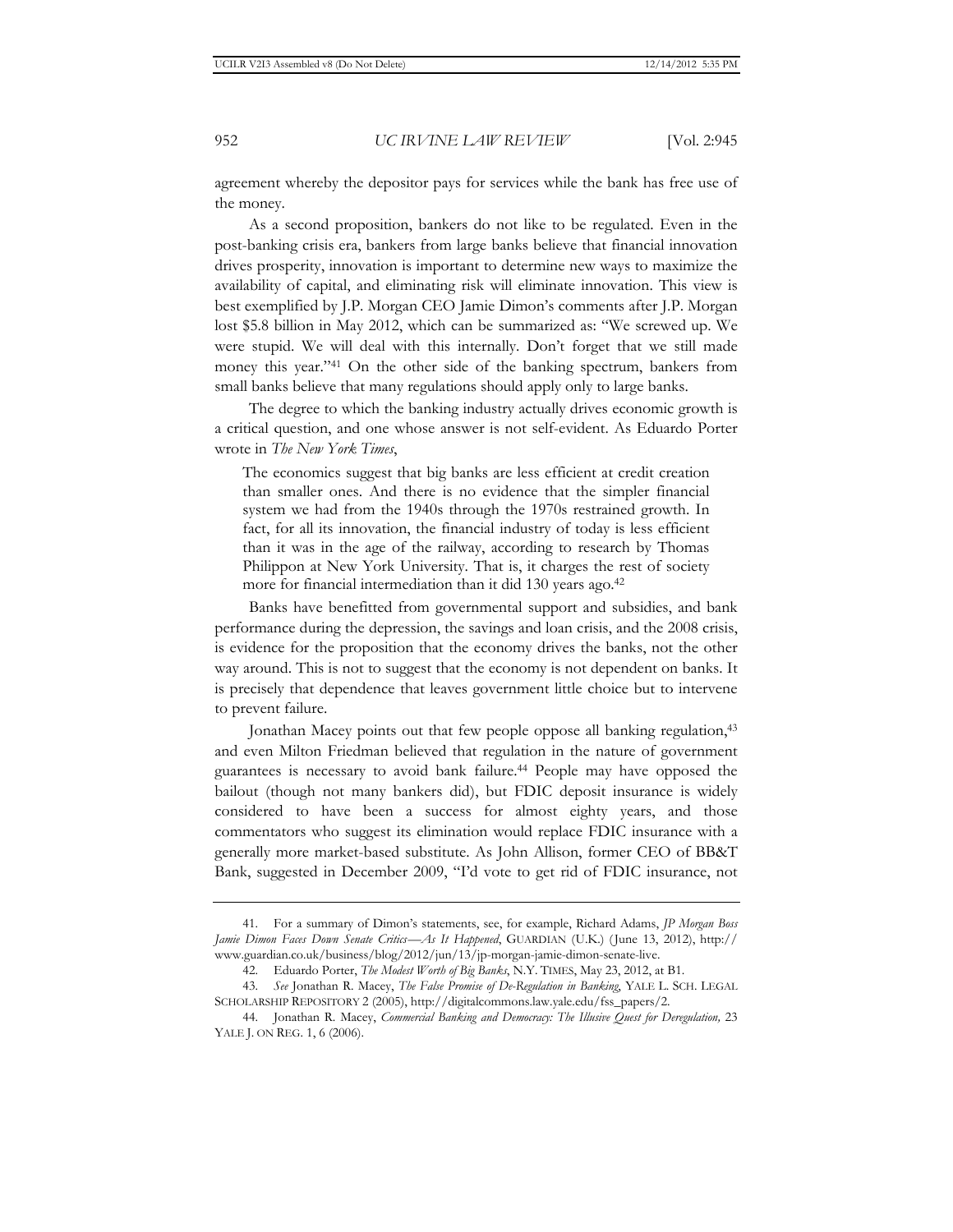agreement whereby the depositor pays for services while the bank has free use of the money.

As a second proposition, bankers do not like to be regulated. Even in the post-banking crisis era, bankers from large banks believe that financial innovation drives prosperity, innovation is important to determine new ways to maximize the availability of capital, and eliminating risk will eliminate innovation. This view is best exemplified by J.P. Morgan CEO Jamie Dimon's comments after J.P. Morgan lost $5.8 billion in May 2012, which can be summarized as: "We screwed up. We were stupid. We will deal with this internally. Don't forget that we still made money this year."[41] On the other side of the banking spectrum, bankers from small banks believe that many regulations should apply only to large banks.

The degree to which the banking industry actually drives economic growth is a critical question, and one whose answer is not self-evident. As Eduardo Porter wrote in *The New York Times*,

> The economics suggest that big banks are less efficient at credit creation than smaller ones. And there is no evidence that the simpler financial system we had from the 1940s through the 1970s restrained growth. In fact, for all its innovation, the financial industry of today is less efficient than it was in the age of the railway, according to research by Thomas Philippon at New York University. That is, it charges the rest of society more for financial intermediation than it did 130 years ago.[42]

Banks have benefitted from governmental support and subsidies, and bank performance during the depression, the savings and loan crisis, and the 2008 crisis, is evidence for the proposition that the economy drives the banks, not the other way around. This is not to suggest that the economy is not dependent on banks. It is precisely that dependence that leaves government little choice but to intervene to prevent failure.

Jonathan Macey points out that few people oppose all banking regulation,[43] and even Milton Friedman believed that regulation in the nature of government guarantees is necessary to avoid bank failure.[44] People may have opposed the bailout (though not many bankers did), but FDIC deposit insurance is widely considered to have been a success for almost eighty years, and those commentators who suggest its elimination would replace FDIC insurance with a generally more market-based substitute. As John Allison, former CEO of BB&T Bank, suggested in December 2009, "I'd vote to get rid of FDIC insurance, not

---

41. For a summary of Dimon's statements, see, for example, Richard Adams, *JP Morgan Boss Jamie Dimon Faces Down Senate Critics—As It Happened*, GUARDIAN (U.K.) (June 13, 2012), http://www.guardian.co.uk/business/blog/2012/jun/13/jp-morgan-jamie-dimon-senate-live.

42. Eduardo Porter, *The Modest Worth of Big Banks*, N.Y. TIMES, May 23, 2012, at B1.

43. *See* Jonathan R. Macey, *The False Promise of De-Regulation in Banking*, YALE L. SCH. LEGAL SCHOLARSHIP REPOSITORY 2 (2005), http://digitalcommons.law.yale.edu/fss_papers/2.

44. Jonathan R. Macey, *Commercial Banking and Democracy: The Illusive Quest for Deregulation,* 23 YALE J. ON REG. 1, 6 (2006).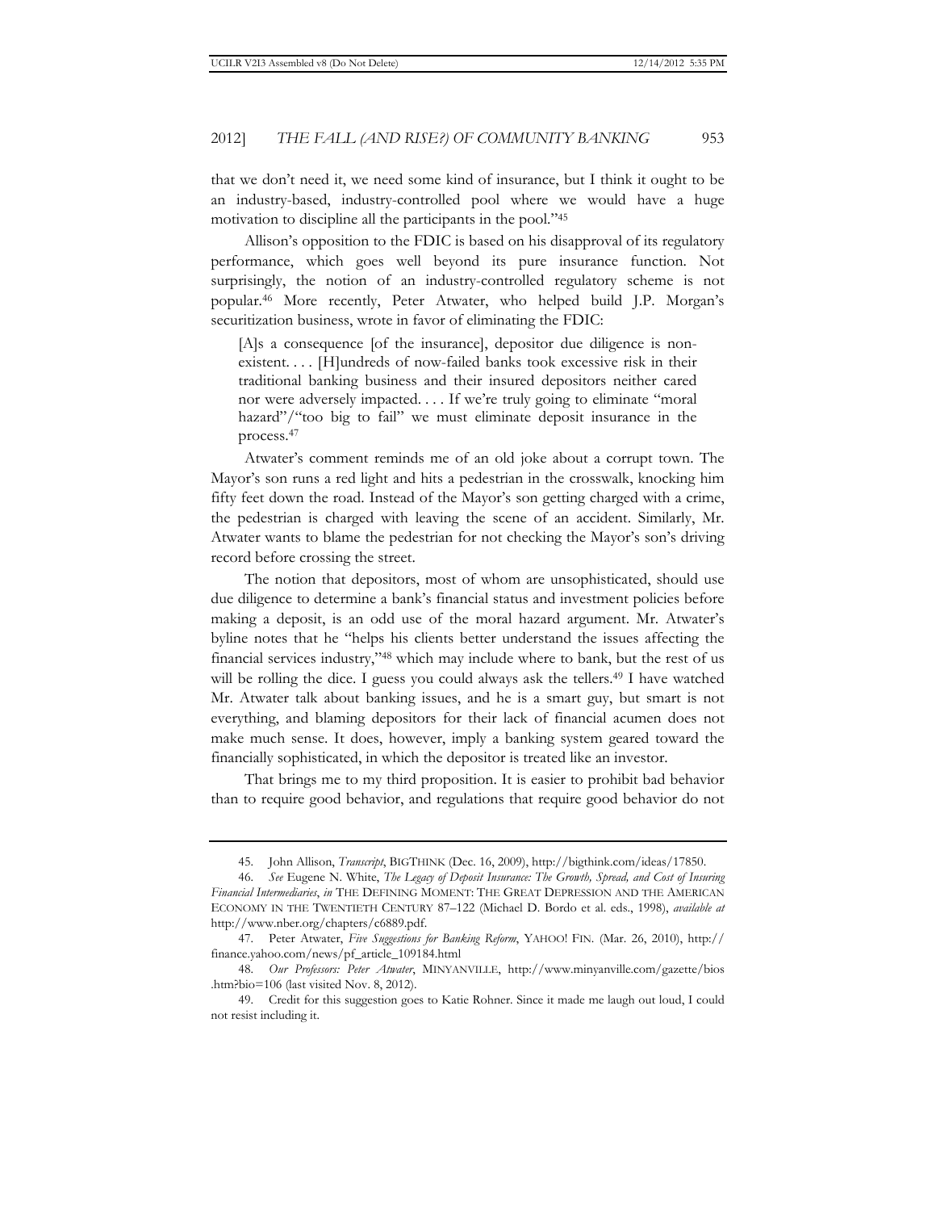that we don't need it, we need some kind of insurance, but I think it ought to be an industry-based, industry-controlled pool where we would have a huge motivation to discipline all the participants in the pool."[45]

Allison's opposition to the FDIC is based on his disapproval of its regulatory performance, which goes well beyond its pure insurance function. Not surprisingly, the notion of an industry-controlled regulatory scheme is not popular.[46] More recently, Peter Atwater, who helped build J.P. Morgan's securitization business, wrote in favor of eliminating the FDIC:

> [A]s a consequence [of the insurance], depositor due diligence is non-existent. . . . [H]undreds of now-failed banks took excessive risk in their traditional banking business and their insured depositors neither cared nor were adversely impacted. . . . If we're truly going to eliminate "moral hazard"/"too big to fail" we must eliminate deposit insurance in the process.[47]

Atwater's comment reminds me of an old joke about a corrupt town. The Mayor's son runs a red light and hits a pedestrian in the crosswalk, knocking him fifty feet down the road. Instead of the Mayor's son getting charged with a crime, the pedestrian is charged with leaving the scene of an accident. Similarly, Mr. Atwater wants to blame the pedestrian for not checking the Mayor's son's driving record before crossing the street.

The notion that depositors, most of whom are unsophisticated, should use due diligence to determine a bank's financial status and investment policies before making a deposit, is an odd use of the moral hazard argument. Mr. Atwater's byline notes that he "helps his clients better understand the issues affecting the financial services industry,"[48] which may include where to bank, but the rest of us will be rolling the dice. I guess you could always ask the tellers.[49] I have watched Mr. Atwater talk about banking issues, and he is a smart guy, but smart is not everything, and blaming depositors for their lack of financial acumen does not make much sense. It does, however, imply a banking system geared toward the financially sophisticated, in which the depositor is treated like an investor.

That brings me to my third proposition. It is easier to prohibit bad behavior than to require good behavior, and regulations that require good behavior do not

---

45. John Allison, *Transcript*, BIGTHINK (Dec. 16, 2009), http://bigthink.com/ideas/17850.

46. *See* Eugene N. White, *The Legacy of Deposit Insurance: The Growth, Spread, and Cost of Insuring Financial Intermediaries*, *in* THE DEFINING MOMENT: THE GREAT DEPRESSION AND THE AMERICAN ECONOMY IN THE TWENTIETH CENTURY 87–122 (Michael D. Bordo et al. eds., 1998), *available at* http://www.nber.org/chapters/c6889.pdf.

47. Peter Atwater, *Five Suggestions for Banking Reform*, YAHOO! FIN. (Mar. 26, 2010), http://finance.yahoo.com/news/pf_article_109184.html

48. *Our Professors: Peter Atwater*, MINYANVILLE, http://www.minyanville.com/gazette/bios.htm?bio=106 (last visited Nov. 8, 2012).

49. Credit for this suggestion goes to Katie Rohner. Since it made me laugh out loud, I could not resist including it.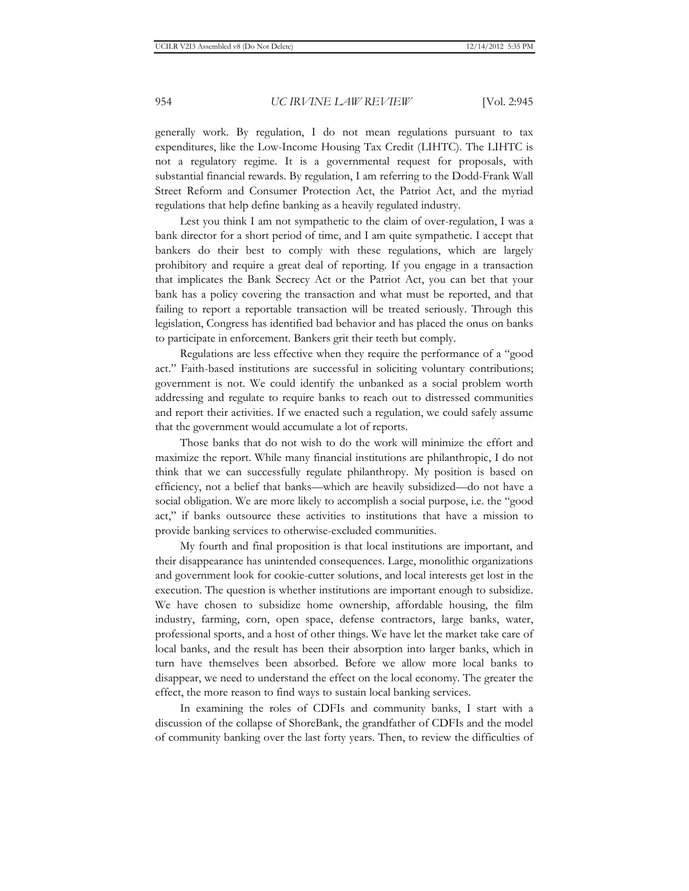generally work. By regulation, I do not mean regulations pursuant to tax expenditures, like the Low-Income Housing Tax Credit (LIHTC). The LIHTC is not a regulatory regime. It is a governmental request for proposals, with substantial financial rewards. By regulation, I am referring to the Dodd-Frank Wall Street Reform and Consumer Protection Act, the Patriot Act, and the myriad regulations that help define banking as a heavily regulated industry.

Lest you think I am not sympathetic to the claim of over-regulation, I was a bank director for a short period of time, and I am quite sympathetic. I accept that bankers do their best to comply with these regulations, which are largely prohibitory and require a great deal of reporting. If you engage in a transaction that implicates the Bank Secrecy Act or the Patriot Act, you can bet that your bank has a policy covering the transaction and what must be reported, and that failing to report a reportable transaction will be treated seriously. Through this legislation, Congress has identified bad behavior and has placed the onus on banks to participate in enforcement. Bankers grit their teeth but comply.

Regulations are less effective when they require the performance of a "good act." Faith-based institutions are successful in soliciting voluntary contributions; government is not. We could identify the unbanked as a social problem worth addressing and regulate to require banks to reach out to distressed communities and report their activities. If we enacted such a regulation, we could safely assume that the government would accumulate a lot of reports.

Those banks that do not wish to do the work will minimize the effort and maximize the report. While many financial institutions are philanthropic, I do not think that we can successfully regulate philanthropy. My position is based on efficiency, not a belief that banks—which are heavily subsidized—do not have a social obligation. We are more likely to accomplish a social purpose, i.e. the "good act," if banks outsource these activities to institutions that have a mission to provide banking services to otherwise-excluded communities.

My fourth and final proposition is that local institutions are important, and their disappearance has unintended consequences. Large, monolithic organizations and government look for cookie-cutter solutions, and local interests get lost in the execution. The question is whether institutions are important enough to subsidize. We have chosen to subsidize home ownership, affordable housing, the film industry, farming, corn, open space, defense contractors, large banks, water, professional sports, and a host of other things. We have let the market take care of local banks, and the result has been their absorption into larger banks, which in turn have themselves been absorbed. Before we allow more local banks to disappear, we need to understand the effect on the local economy. The greater the effect, the more reason to find ways to sustain local banking services.

In examining the roles of CDFIs and community banks, I start with a discussion of the collapse of ShoreBank, the grandfather of CDFIs and the model of community banking over the last forty years. Then, to review the difficulties of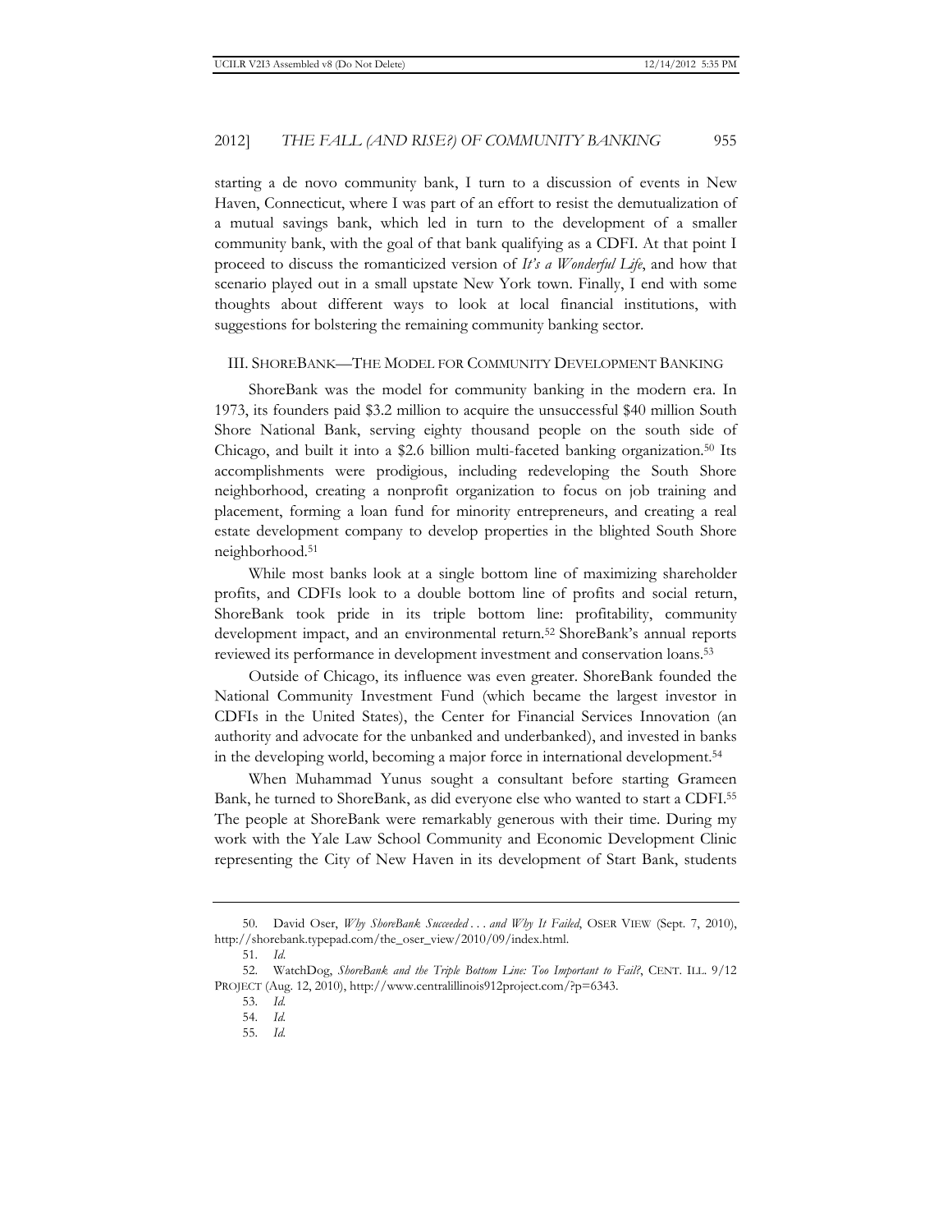starting a de novo community bank, I turn to a discussion of events in New Haven, Connecticut, where I was part of an effort to resist the demutualization of a mutual savings bank, which led in turn to the development of a smaller community bank, with the goal of that bank qualifying as a CDFI. At that point I proceed to discuss the romanticized version of *It's a Wonderful Life*, and how that scenario played out in a small upstate New York town. Finally, I end with some thoughts about different ways to look at local financial institutions, with suggestions for bolstering the remaining community banking sector.

## III. SHOREBANK—THE MODEL FOR COMMUNITY DEVELOPMENT BANKING

ShoreBank was the model for community banking in the modern era. In 1973, its founders paid $3.2 million to acquire the unsuccessful $40 million South Shore National Bank, serving eighty thousand people on the south side of Chicago, and built it into a $2.6 billion multi-faceted banking organization.[50] Its accomplishments were prodigious, including redeveloping the South Shore neighborhood, creating a nonprofit organization to focus on job training and placement, forming a loan fund for minority entrepreneurs, and creating a real estate development company to develop properties in the blighted South Shore neighborhood.[51]

While most banks look at a single bottom line of maximizing shareholder profits, and CDFIs look to a double bottom line of profits and social return, ShoreBank took pride in its triple bottom line: profitability, community development impact, and an environmental return.[52] ShoreBank's annual reports reviewed its performance in development investment and conservation loans.[53]

Outside of Chicago, its influence was even greater. ShoreBank founded the National Community Investment Fund (which became the largest investor in CDFIs in the United States), the Center for Financial Services Innovation (an authority and advocate for the unbanked and underbanked), and invested in banks in the developing world, becoming a major force in international development.[54]

When Muhammad Yunus sought a consultant before starting Grameen Bank, he turned to ShoreBank, as did everyone else who wanted to start a CDFI.[55] The people at ShoreBank were remarkably generous with their time. During my work with the Yale Law School Community and Economic Development Clinic representing the City of New Haven in its development of Start Bank, students

---

50. David Oser, *Why ShoreBank Succeeded . . . and Why It Failed*, OSER VIEW (Sept. 7, 2010), http://shorebank.typepad.com/the_oser_view/2010/09/index.html.

51. *Id.*

52. WatchDog, *ShoreBank and the Triple Bottom Line: Too Important to Fail?*, CENT. ILL. 9/12 PROJECT (Aug. 12, 2010), http://www.centralillinois912project.com/?p=6343.

53. *Id.*

54. *Id.*

55. *Id.*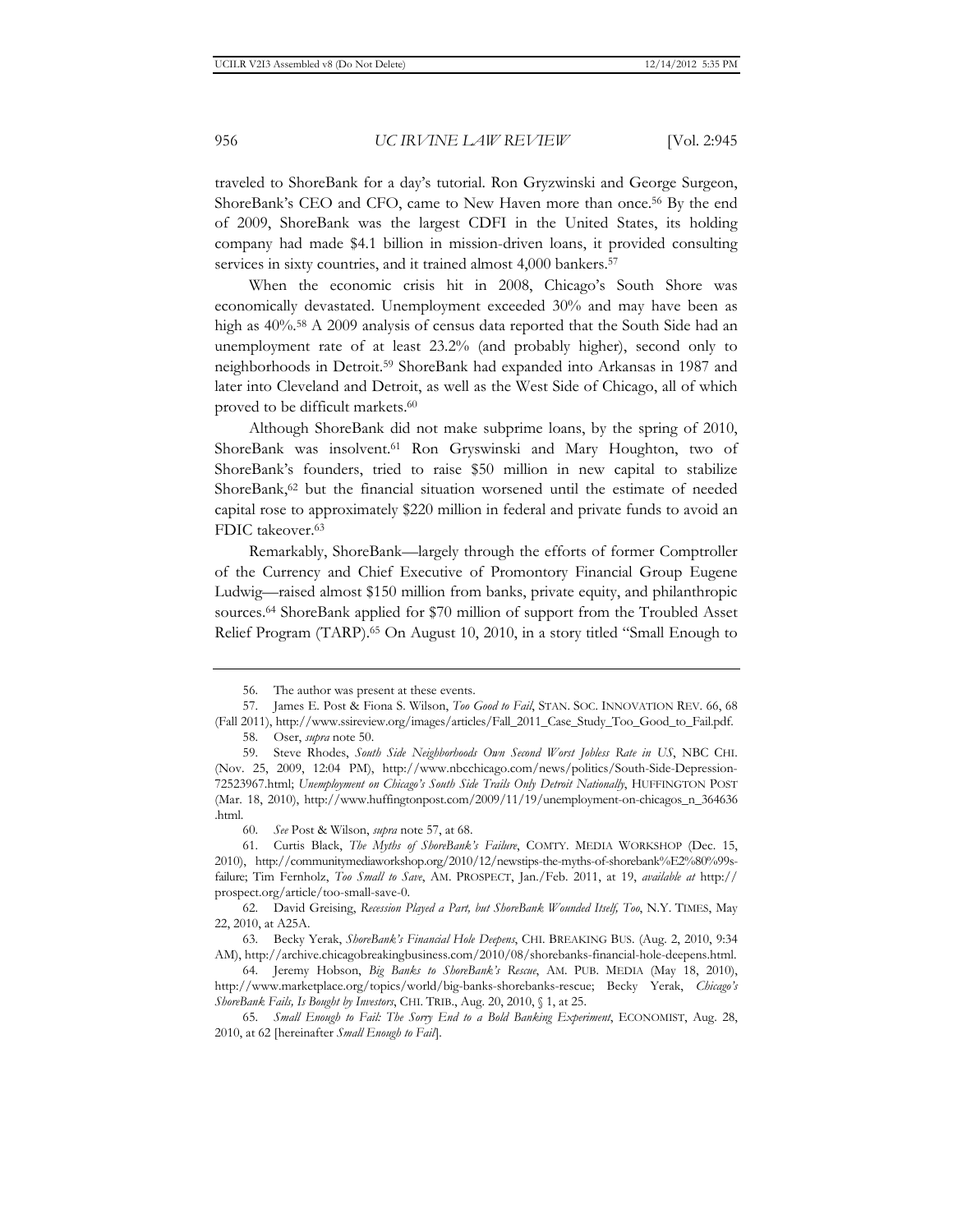traveled to ShoreBank for a day's tutorial. Ron Gryzwinski and George Surgeon, ShoreBank's CEO and CFO, came to New Haven more than once.[56] By the end of 2009, ShoreBank was the largest CDFI in the United States, its holding company had made $4.1 billion in mission-driven loans, it provided consulting services in sixty countries, and it trained almost 4,000 bankers.[57]

When the economic crisis hit in 2008, Chicago's South Shore was economically devastated. Unemployment exceeded 30% and may have been as high as 40%.[58] A 2009 analysis of census data reported that the South Side had an unemployment rate of at least 23.2% (and probably higher), second only to neighborhoods in Detroit.[59] ShoreBank had expanded into Arkansas in 1987 and later into Cleveland and Detroit, as well as the West Side of Chicago, all of which proved to be difficult markets.[60]

Although ShoreBank did not make subprime loans, by the spring of 2010, ShoreBank was insolvent.[61] Ron Gryswinski and Mary Houghton, two of ShoreBank's founders, tried to raise $50 million in new capital to stabilize ShoreBank,[62] but the financial situation worsened until the estimate of needed capital rose to approximately $220 million in federal and private funds to avoid an FDIC takeover.[63]

Remarkably, ShoreBank—largely through the efforts of former Comptroller of the Currency and Chief Executive of Promontory Financial Group Eugene Ludwig—raised almost $150 million from banks, private equity, and philanthropic sources.[64] ShoreBank applied for $70 million of support from the Troubled Asset Relief Program (TARP).[65] On August 10, 2010, in a story titled "Small Enough to

---

56. The author was present at these events.

57. James E. Post & Fiona S. Wilson, *Too Good to Fail*, STAN. SOC. INNOVATION REV. 66, 68 (Fall 2011), http://www.ssireview.org/images/articles/Fall_2011_Case_Study_Too_Good_to_Fail.pdf.

58. Oser, *supra* note 50.

59. Steve Rhodes, *South Side Neighborhoods Own Second Worst Jobless Rate in US*, NBC CHI. (Nov. 25, 2009, 12:04 PM), http://www.nbcchicago.com/news/politics/South-Side-Depression-72523967.html; *Unemployment on Chicago's South Side Trails Only Detroit Nationally*, HUFFINGTON POST (Mar. 18, 2010), http://www.huffingtonpost.com/2009/11/19/unemployment-on-chicagos_n_364636.html.

60. *See* Post & Wilson, *supra* note 57, at 68.

61. Curtis Black, *The Myths of ShoreBank's Failure*, COMTY. MEDIA WORKSHOP (Dec. 15, 2010), http://communitymediaworkshop.org/2010/12/newstips-the-myths-of-shorebank%E2%80%99s-failure; Tim Fernholz, *Too Small to Save*, AM. PROSPECT, Jan./Feb. 2011, at 19, *available at* http://prospect.org/article/too-small-save-0.

62. David Greising, *Recession Played a Part, but ShoreBank Wounded Itself, Too*, N.Y. TIMES, May 22, 2010, at A25A.

63. Becky Yerak, *ShoreBank's Financial Hole Deepens*, CHI. BREAKING BUS. (Aug. 2, 2010, 9:34 AM), http://archive.chicagobreakingbusiness.com/2010/08/shorebanks-financial-hole-deepens.html.

64. Jeremy Hobson, *Big Banks to ShoreBank's Rescue*, AM. PUB. MEDIA (May 18, 2010), http://www.marketplace.org/topics/world/big-banks-shorebanks-rescue; Becky Yerak, *Chicago's ShoreBank Fails, Is Bought by Investors*, CHI. TRIB., Aug. 20, 2010, § 1, at 25.

65. *Small Enough to Fail: The Sorry End to a Bold Banking Experiment*, ECONOMIST, Aug. 28, 2010, at 62 [hereinafter *Small Enough to Fail*].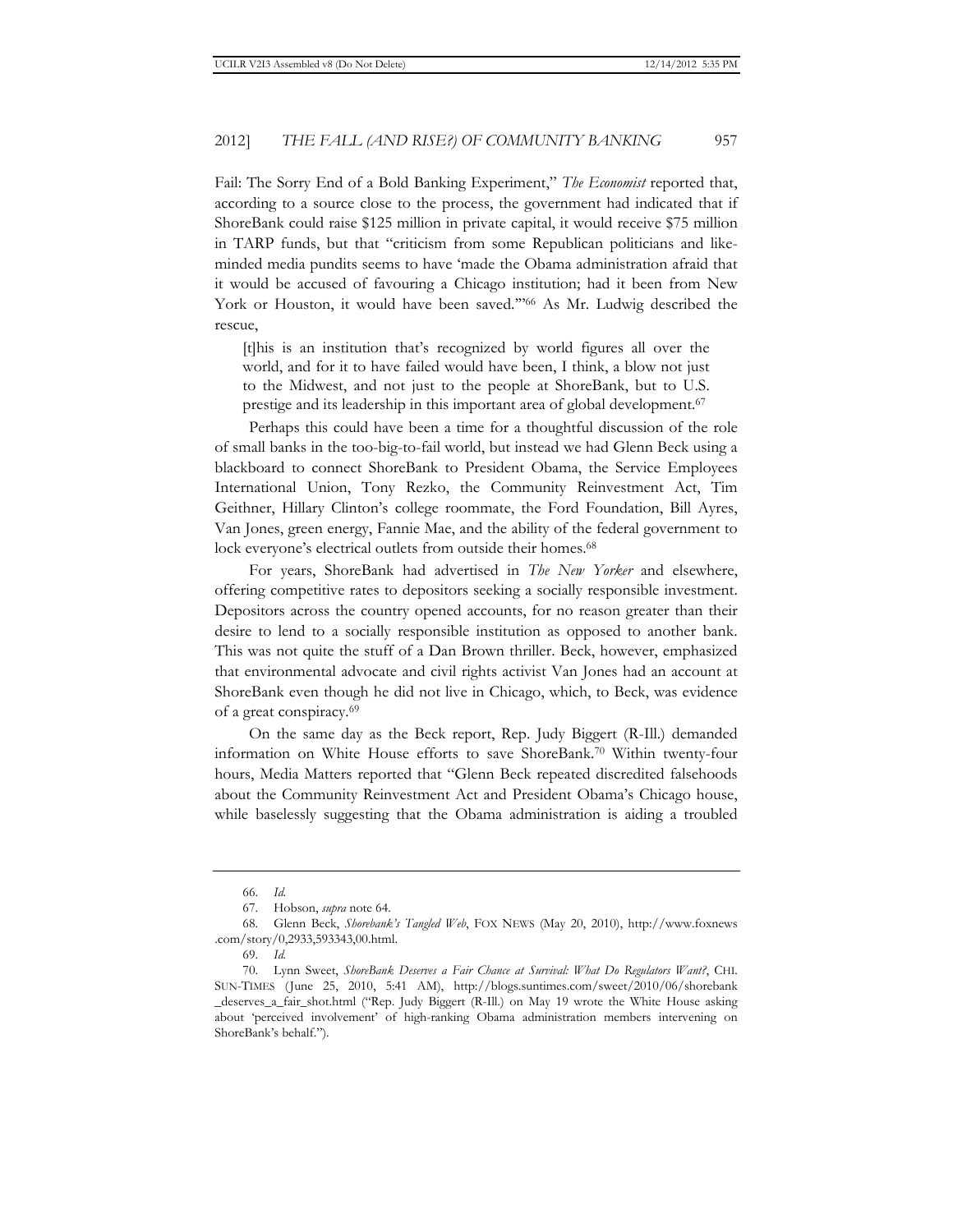Fail: The Sorry End of a Bold Banking Experiment," *The Economist* reported that, according to a source close to the process, the government had indicated that if ShoreBank could raise $125 million in private capital, it would receive $75 million in TARP funds, but that "criticism from some Republican politicians and like-minded media pundits seems to have 'made the Obama administration afraid that it would be accused of favouring a Chicago institution; had it been from New York or Houston, it would have been saved.'"[66] As Mr. Ludwig described the rescue,

> [t]his is an institution that's recognized by world figures all over the world, and for it to have failed would have been, I think, a blow not just to the Midwest, and not just to the people at ShoreBank, but to U.S. prestige and its leadership in this important area of global development.[67]

Perhaps this could have been a time for a thoughtful discussion of the role of small banks in the too-big-to-fail world, but instead we had Glenn Beck using a blackboard to connect ShoreBank to President Obama, the Service Employees International Union, Tony Rezko, the Community Reinvestment Act, Tim Geithner, Hillary Clinton's college roommate, the Ford Foundation, Bill Ayres, Van Jones, green energy, Fannie Mae, and the ability of the federal government to lock everyone's electrical outlets from outside their homes.[68]

For years, ShoreBank had advertised in *The New Yorker* and elsewhere, offering competitive rates to depositors seeking a socially responsible investment. Depositors across the country opened accounts, for no reason greater than their desire to lend to a socially responsible institution as opposed to another bank. This was not quite the stuff of a Dan Brown thriller. Beck, however, emphasized that environmental advocate and civil rights activist Van Jones had an account at ShoreBank even though he did not live in Chicago, which, to Beck, was evidence of a great conspiracy.[69]

On the same day as the Beck report, Rep. Judy Biggert (R-Ill.) demanded information on White House efforts to save ShoreBank.[70] Within twenty-four hours, Media Matters reported that "Glenn Beck repeated discredited falsehoods about the Community Reinvestment Act and President Obama's Chicago house, while baselessly suggesting that the Obama administration is aiding a troubled

---

66. *Id.*

67. Hobson, *supra* note 64.

68. Glenn Beck, *Shorebank's Tangled Web*, FOX NEWS (May 20, 2010), http://www.foxnews.com/story/0,2933,593343,00.html.

69. *Id.*

70. Lynn Sweet, *ShoreBank Deserves a Fair Chance at Survival: What Do Regulators Want?*, CHI. SUN-TIMES (June 25, 2010, 5:41 AM), http://blogs.suntimes.com/sweet/2010/06/shorebank_deserves_a_fair_shot.html ("Rep. Judy Biggert (R-Ill.) on May 19 wrote the White House asking about 'perceived involvement' of high-ranking Obama administration members intervening on ShoreBank's behalf.").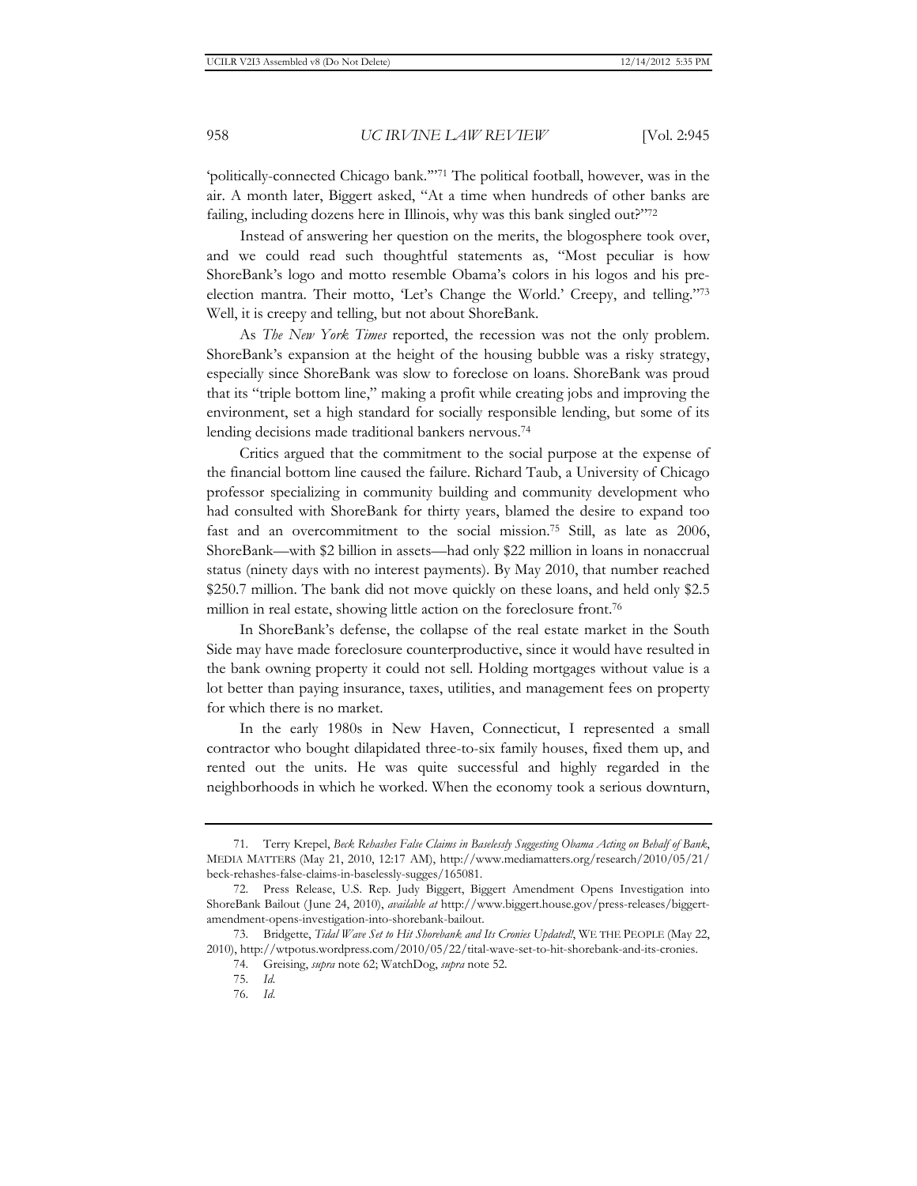'politically-connected Chicago bank.'"[71] The political football, however, was in the air. A month later, Biggert asked, "At a time when hundreds of other banks are failing, including dozens here in Illinois, why was this bank singled out?"[72]

Instead of answering her question on the merits, the blogosphere took over, and we could read such thoughtful statements as, "Most peculiar is how ShoreBank's logo and motto resemble Obama's colors in his logos and his pre-election mantra. Their motto, 'Let's Change the World.' Creepy, and telling."[73] Well, it is creepy and telling, but not about ShoreBank.

As *The New York Times* reported, the recession was not the only problem. ShoreBank's expansion at the height of the housing bubble was a risky strategy, especially since ShoreBank was slow to foreclose on loans. ShoreBank was proud that its "triple bottom line," making a profit while creating jobs and improving the environment, set a high standard for socially responsible lending, but some of its lending decisions made traditional bankers nervous.[74]

Critics argued that the commitment to the social purpose at the expense of the financial bottom line caused the failure. Richard Taub, a University of Chicago professor specializing in community building and community development who had consulted with ShoreBank for thirty years, blamed the desire to expand too fast and an overcommitment to the social mission.[75] Still, as late as 2006, ShoreBank—with $2 billion in assets—had only $22 million in loans in nonaccrual status (ninety days with no interest payments). By May 2010, that number reached $250.7 million. The bank did not move quickly on these loans, and held only $2.5 million in real estate, showing little action on the foreclosure front.[76]

In ShoreBank's defense, the collapse of the real estate market in the South Side may have made foreclosure counterproductive, since it would have resulted in the bank owning property it could not sell. Holding mortgages without value is a lot better than paying insurance, taxes, utilities, and management fees on property for which there is no market.

In the early 1980s in New Haven, Connecticut, I represented a small contractor who bought dilapidated three-to-six family houses, fixed them up, and rented out the units. He was quite successful and highly regarded in the neighborhoods in which he worked. When the economy took a serious downturn,

---

71. Terry Krepel, *Beck Rehashes False Claims in Baselessly Suggesting Obama Acting on Behalf of Bank*, MEDIA MATTERS (May 21, 2010, 12:17 AM), http://www.mediamatters.org/research/2010/05/21/beck-rehashes-false-claims-in-baselessly-sugges/165081.

72. Press Release, U.S. Rep. Judy Biggert, Biggert Amendment Opens Investigation into ShoreBank Bailout (June 24, 2010), *available at* http://www.biggert.house.gov/press-releases/biggert-amendment-opens-investigation-into-shorebank-bailout.

73. Bridgette, *Tidal Wave Set to Hit Shorebank and Its Cronies Updated!*, WE THE PEOPLE (May 22, 2010), http://wtpotus.wordpress.com/2010/05/22/tital-wave-set-to-hit-shorebank-and-its-cronies.

74. Greising, *supra* note 62; WatchDog, *supra* note 52.

75. *Id.*

76. *Id.*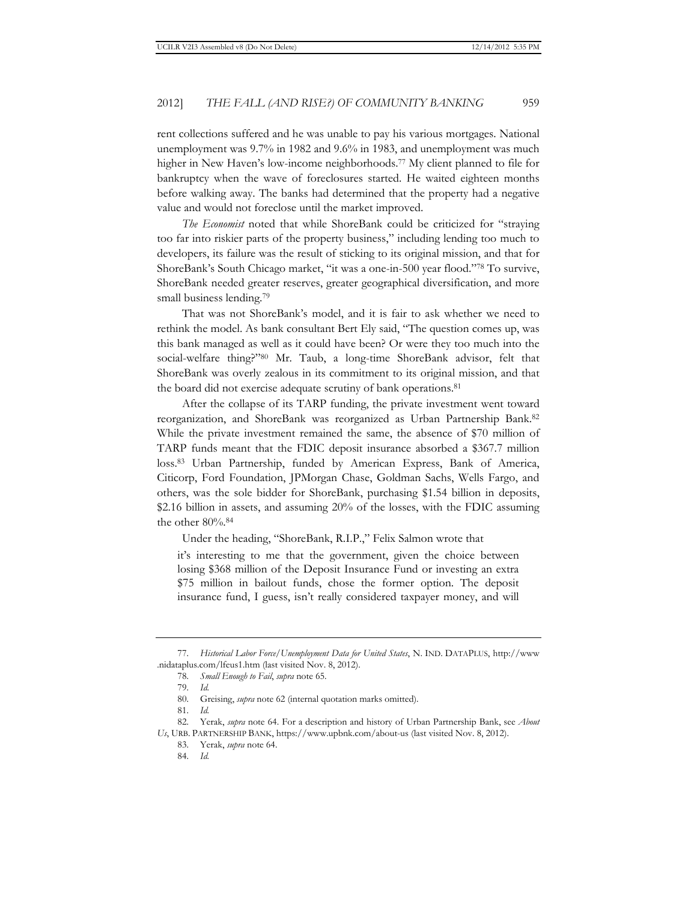rent collections suffered and he was unable to pay his various mortgages. National unemployment was 9.7% in 1982 and 9.6% in 1983, and unemployment was much higher in New Haven's low-income neighborhoods.[77] My client planned to file for bankruptcy when the wave of foreclosures started. He waited eighteen months before walking away. The banks had determined that the property had a negative value and would not foreclose until the market improved.

*The Economist* noted that while ShoreBank could be criticized for "straying too far into riskier parts of the property business," including lending too much to developers, its failure was the result of sticking to its original mission, and that for ShoreBank's South Chicago market, "it was a one-in-500 year flood."[78] To survive, ShoreBank needed greater reserves, greater geographical diversification, and more small business lending.[79]

That was not ShoreBank's model, and it is fair to ask whether we need to rethink the model. As bank consultant Bert Ely said, "The question comes up, was this bank managed as well as it could have been? Or were they too much into the social-welfare thing?"[80] Mr. Taub, a long-time ShoreBank advisor, felt that ShoreBank was overly zealous in its commitment to its original mission, and that the board did not exercise adequate scrutiny of bank operations.[81]

After the collapse of its TARP funding, the private investment went toward reorganization, and ShoreBank was reorganized as Urban Partnership Bank.[82] While the private investment remained the same, the absence of $70 million of TARP funds meant that the FDIC deposit insurance absorbed a $367.7 million loss.[83] Urban Partnership, funded by American Express, Bank of America, Citicorp, Ford Foundation, JPMorgan Chase, Goldman Sachs, Wells Fargo, and others, was the sole bidder for ShoreBank, purchasing $1.54 billion in deposits, $2.16 billion in assets, and assuming 20% of the losses, with the FDIC assuming the other 80%.[84]

Under the heading, "ShoreBank, R.I.P.," Felix Salmon wrote that

> it's interesting to me that the government, given the choice between losing $368 million of the Deposit Insurance Fund or investing an extra $75 million in bailout funds, chose the former option. The deposit insurance fund, I guess, isn't really considered taxpayer money, and will

---

77. *Historical Labor Force/Unemployment Data for United States*, N. IND. DATAPLUS, http://www.nidataplus.com/lfeus1.htm (last visited Nov. 8, 2012).

78. *Small Enough to Fail*, *supra* note 65.

79. *Id.*

80. Greising, *supra* note 62 (internal quotation marks omitted).

81. *Id.*

82. Yerak, *supra* note 64. For a description and history of Urban Partnership Bank, see *About Us*, URB. PARTNERSHIP BANK, https://www.upbnk.com/about-us (last visited Nov. 8, 2012).

83. Yerak, *supra* note 64.

84. *Id.*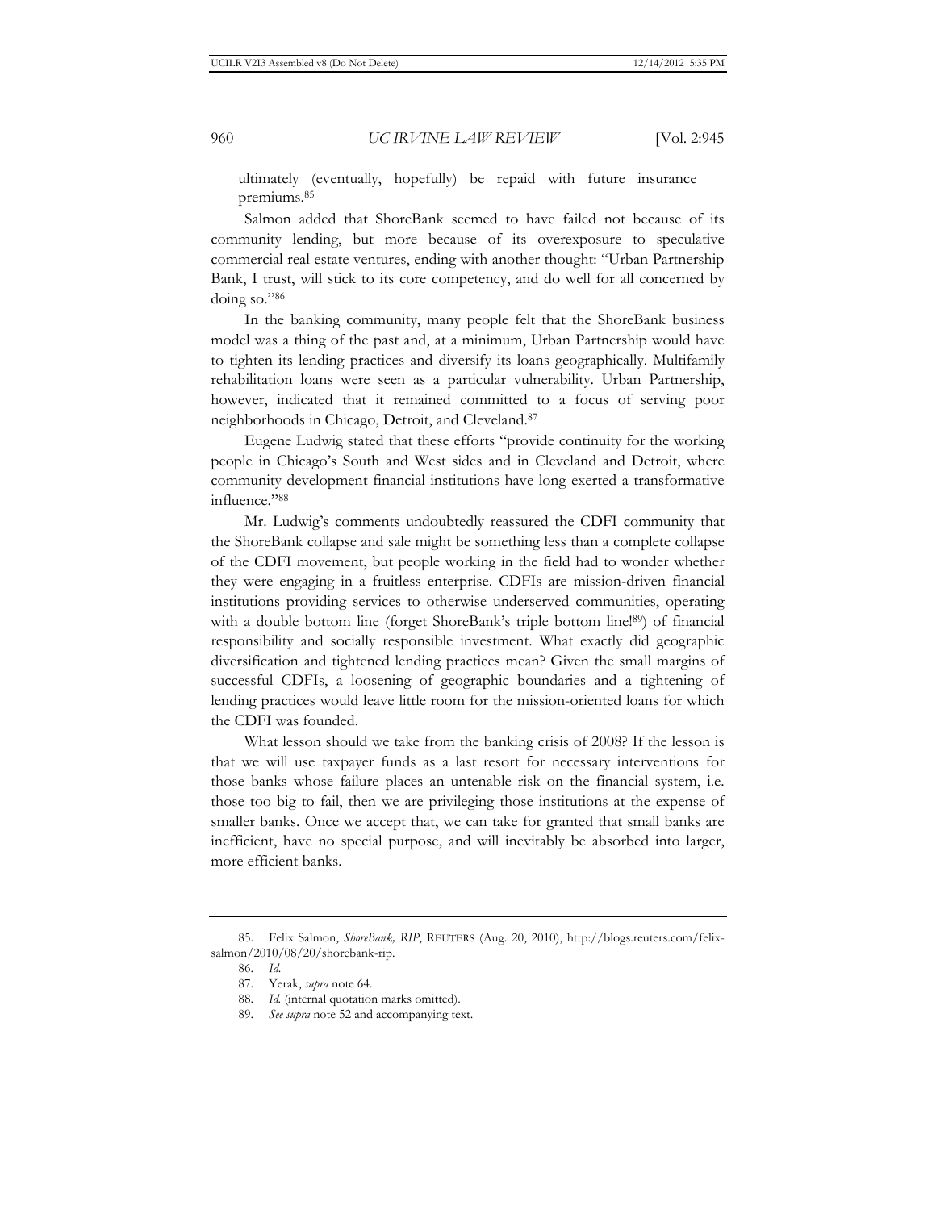ultimately (eventually, hopefully) be repaid with future insurance premiums.[85]

Salmon added that ShoreBank seemed to have failed not because of its community lending, but more because of its overexposure to speculative commercial real estate ventures, ending with another thought: "Urban Partnership Bank, I trust, will stick to its core competency, and do well for all concerned by doing so."[86]

In the banking community, many people felt that the ShoreBank business model was a thing of the past and, at a minimum, Urban Partnership would have to tighten its lending practices and diversify its loans geographically. Multifamily rehabilitation loans were seen as a particular vulnerability. Urban Partnership, however, indicated that it remained committed to a focus of serving poor neighborhoods in Chicago, Detroit, and Cleveland.[87]

Eugene Ludwig stated that these efforts "provide continuity for the working people in Chicago's South and West sides and in Cleveland and Detroit, where community development financial institutions have long exerted a transformative influence."[88]

Mr. Ludwig's comments undoubtedly reassured the CDFI community that the ShoreBank collapse and sale might be something less than a complete collapse of the CDFI movement, but people working in the field had to wonder whether they were engaging in a fruitless enterprise. CDFIs are mission-driven financial institutions providing services to otherwise underserved communities, operating with a double bottom line (forget ShoreBank's triple bottom line![89]) of financial responsibility and socially responsible investment. What exactly did geographic diversification and tightened lending practices mean? Given the small margins of successful CDFIs, a loosening of geographic boundaries and a tightening of lending practices would leave little room for the mission-oriented loans for which the CDFI was founded.

What lesson should we take from the banking crisis of 2008? If the lesson is that we will use taxpayer funds as a last resort for necessary interventions for those banks whose failure places an untenable risk on the financial system, i.e. those too big to fail, then we are privileging those institutions at the expense of smaller banks. Once we accept that, we can take for granted that small banks are inefficient, have no special purpose, and will inevitably be absorbed into larger, more efficient banks.

---

85. Felix Salmon, *ShoreBank, RIP*, REUTERS (Aug. 20, 2010), http://blogs.reuters.com/felix-salmon/2010/08/20/shorebank-rip.

86. *Id.*

87. Yerak, *supra* note 64.

88. *Id.* (internal quotation marks omitted).

89. *See supra* note 52 and accompanying text.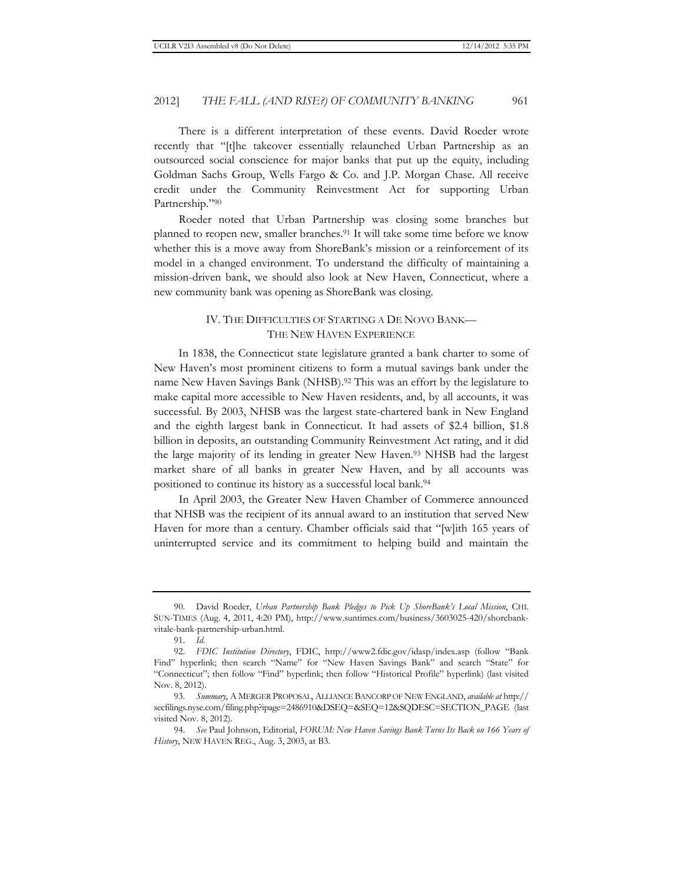There is a different interpretation of these events. David Roeder wrote recently that "[t]he takeover essentially relaunched Urban Partnership as an outsourced social conscience for major banks that put up the equity, including Goldman Sachs Group, Wells Fargo & Co. and J.P. Morgan Chase. All receive credit under the Community Reinvestment Act for supporting Urban Partnership."[90]

Roeder noted that Urban Partnership was closing some branches but planned to reopen new, smaller branches.[91] It will take some time before we know whether this is a move away from ShoreBank's mission or a reinforcement of its model in a changed environment. To understand the difficulty of maintaining a mission-driven bank, we should also look at New Haven, Connecticut, where a new community bank was opening as ShoreBank was closing.

## IV. THE DIFFICULTIES OF STARTING A DE NOVO BANK—THE NEW HAVEN EXPERIENCE

In 1838, the Connecticut state legislature granted a bank charter to some of New Haven's most prominent citizens to form a mutual savings bank under the name New Haven Savings Bank (NHSB).[92] This was an effort by the legislature to make capital more accessible to New Haven residents, and, by all accounts, it was successful. By 2003, NHSB was the largest state-chartered bank in New England and the eighth largest bank in Connecticut. It had assets of $2.4 billion, $1.8 billion in deposits, an outstanding Community Reinvestment Act rating, and it did the large majority of its lending in greater New Haven.[93] NHSB had the largest market share of all banks in greater New Haven, and by all accounts was positioned to continue its history as a successful local bank.[94]

In April 2003, the Greater New Haven Chamber of Commerce announced that NHSB was the recipient of its annual award to an institution that served New Haven for more than a century. Chamber officials said that "[w]ith 165 years of uninterrupted service and its commitment to helping build and maintain the

---

90. David Roeder, *Urban Partnership Bank Pledges to Pick Up ShoreBank's Local Mission*, CHI. SUN-TIMES (Aug. 4, 2011, 4:20 PM), http://www.suntimes.com/business/3603025-420/shorebank-vitale-bank-partnership-urban.html.

91. *Id.*

92. *FDIC Institution Directory*, FDIC, http://www2.fdic.gov/idasp/index.asp (follow "Bank Find" hyperlink; then search "Name" for "New Haven Savings Bank" and search "State" for "Connecticut"; then follow "Find" hyperlink; then follow "Historical Profile" hyperlink) (last visited Nov. 8, 2012).

93. *Summary*, A MERGER PROPOSAL, ALLIANCE BANCORP OF NEW ENGLAND, *available at* http://secfilings.nyse.com/filing.php?ipage=2486910&DSEQ=&SEQ=12&SQDESC=SECTION_PAGE (last visited Nov. 8, 2012).

94. *See* Paul Johnson, Editorial, *FORUM: New Haven Savings Bank Turns Its Back on 166 Years of History*, NEW HAVEN REG., Aug. 3, 2003, at B3.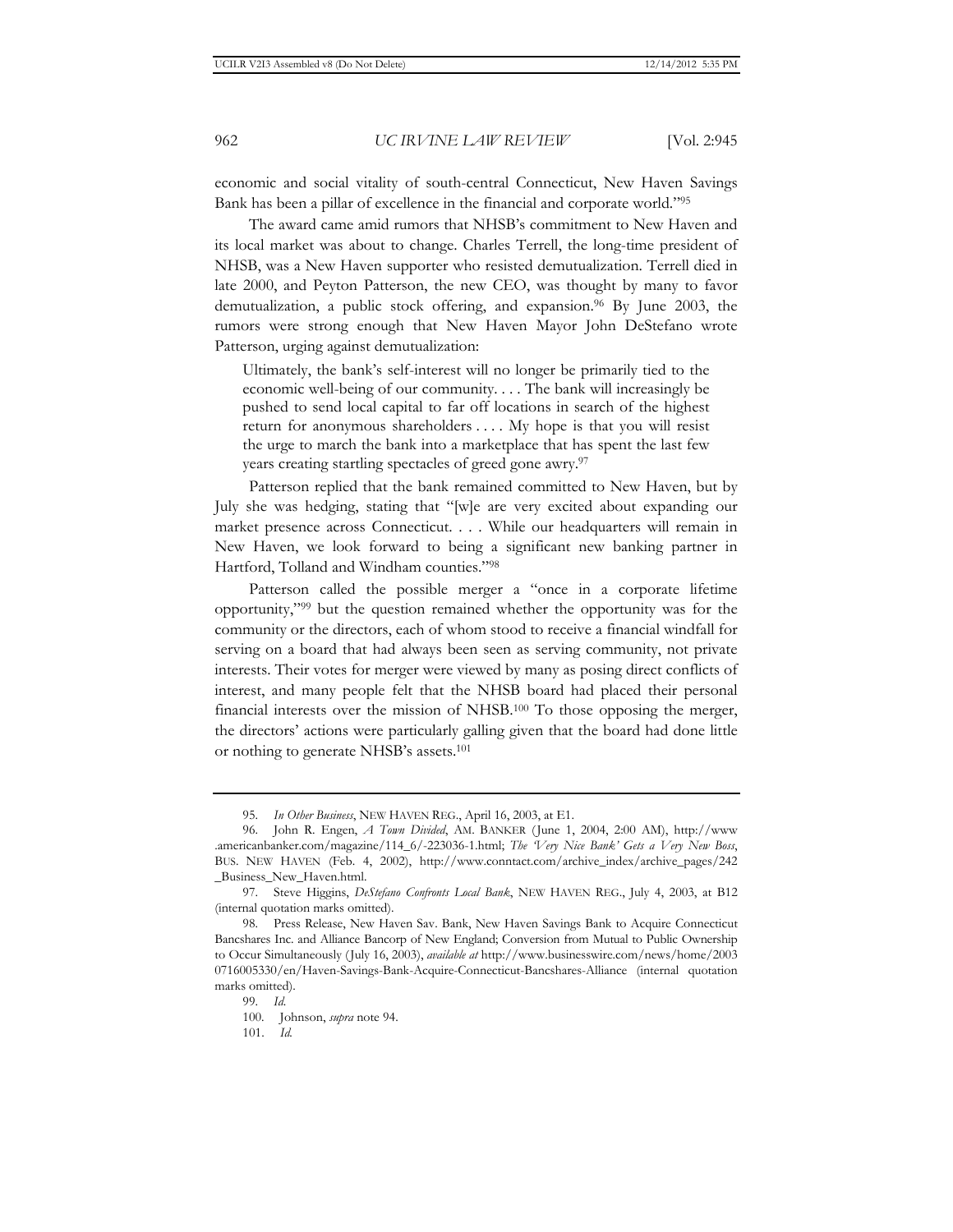economic and social vitality of south-central Connecticut, New Haven Savings Bank has been a pillar of excellence in the financial and corporate world."[95]

The award came amid rumors that NHSB's commitment to New Haven and its local market was about to change. Charles Terrell, the long-time president of NHSB, was a New Haven supporter who resisted demutualization. Terrell died in late 2000, and Peyton Patterson, the new CEO, was thought by many to favor demutualization, a public stock offering, and expansion.[96] By June 2003, the rumors were strong enough that New Haven Mayor John DeStefano wrote Patterson, urging against demutualization:

> Ultimately, the bank's self-interest will no longer be primarily tied to the economic well-being of our community. . . . The bank will increasingly be pushed to send local capital to far off locations in search of the highest return for anonymous shareholders . . . . My hope is that you will resist the urge to march the bank into a marketplace that has spent the last few years creating startling spectacles of greed gone awry.[97]

Patterson replied that the bank remained committed to New Haven, but by July she was hedging, stating that "[w]e are very excited about expanding our market presence across Connecticut. . . . While our headquarters will remain in New Haven, we look forward to being a significant new banking partner in Hartford, Tolland and Windham counties."[98]

Patterson called the possible merger a "once in a corporate lifetime opportunity,"[99] but the question remained whether the opportunity was for the community or the directors, each of whom stood to receive a financial windfall for serving on a board that had always been seen as serving community, not private interests. Their votes for merger were viewed by many as posing direct conflicts of interest, and many people felt that the NHSB board had placed their personal financial interests over the mission of NHSB.[100] To those opposing the merger, the directors' actions were particularly galling given that the board had done little or nothing to generate NHSB's assets.[101]

---

95. *In Other Business*, NEW HAVEN REG., April 16, 2003, at E1.

96. John R. Engen, *A Town Divided*, AM. BANKER (June 1, 2004, 2:00 AM), http://www.americanbanker.com/magazine/114_6/-223036-1.html; *The 'Very Nice Bank' Gets a Very New Boss*, BUS. NEW HAVEN (Feb. 4, 2002), http://www.conntact.com/archive_index/archive_pages/242_Business_New_Haven.html.

97. Steve Higgins, *DeStefano Confronts Local Bank*, NEW HAVEN REG., July 4, 2003, at B12 (internal quotation marks omitted).

98. Press Release, New Haven Sav. Bank, New Haven Savings Bank to Acquire Connecticut Bancshares Inc. and Alliance Bancorp of New England; Conversion from Mutual to Public Ownership to Occur Simultaneously (July 16, 2003), *available at* http://www.businesswire.com/news/home/20030716005330/en/Haven-Savings-Bank-Acquire-Connecticut-Bancshares-Alliance (internal quotation marks omitted).

99. *Id.*

100. Johnson, *supra* note 94.

101. *Id.*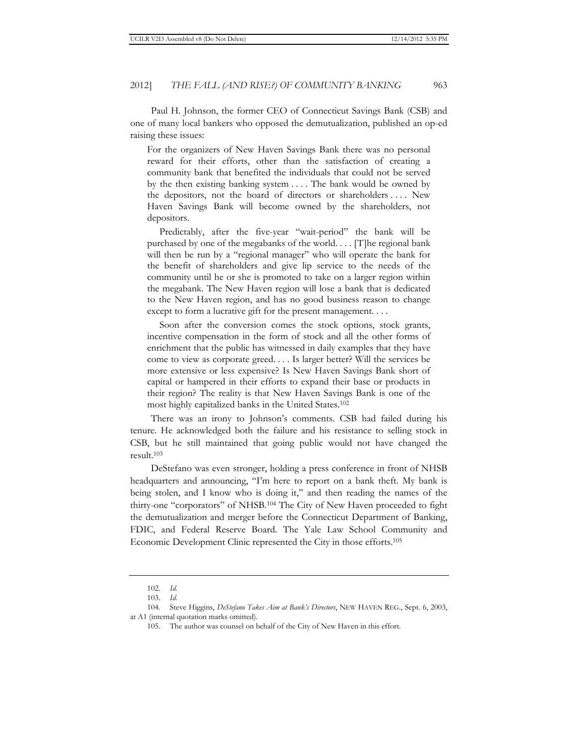Paul H. Johnson, the former CEO of Connecticut Savings Bank (CSB) and one of many local bankers who opposed the demutualization, published an op-ed raising these issues:

> For the organizers of New Haven Savings Bank there was no personal reward for their efforts, other than the satisfaction of creating a community bank that benefited the individuals that could not be served by the then existing banking system . . . . The bank would be owned by the depositors, not the board of directors or shareholders . . . . New Haven Savings Bank will become owned by the shareholders, not depositors.
>
> Predictably, after the five-year "wait-period" the bank will be purchased by one of the megabanks of the world. . . . [T]he regional bank will then be run by a "regional manager" who will operate the bank for the benefit of shareholders and give lip service to the needs of the community until he or she is promoted to take on a larger region within the megabank. The New Haven region will lose a bank that is dedicated to the New Haven region, and has no good business reason to change except to form a lucrative gift for the present management. . . .
>
> Soon after the conversion comes the stock options, stock grants, incentive compensation in the form of stock and all the other forms of enrichment that the public has witnessed in daily examples that they have come to view as corporate greed. . . . Is larger better? Will the services be more extensive or less expensive? Is New Haven Savings Bank short of capital or hampered in their efforts to expand their base or products in their region? The reality is that New Haven Savings Bank is one of the most highly capitalized banks in the United States.[102]

There was an irony to Johnson's comments. CSB had failed during his tenure. He acknowledged both the failure and his resistance to selling stock in CSB, but he still maintained that going public would not have changed the result.[103]

DeStefano was even stronger, holding a press conference in front of NHSB headquarters and announcing, "I'm here to report on a bank theft. My bank is being stolen, and I know who is doing it," and then reading the names of the thirty-one "corporators" of NHSB.[104] The City of New Haven proceeded to fight the demutualization and merger before the Connecticut Department of Banking, FDIC, and Federal Reserve Board. The Yale Law School Community and Economic Development Clinic represented the City in those efforts.[105]

---

102. *Id.*

103. *Id.*

104. Steve Higgins, *DeStefano Takes Aim at Bank's Directors*, NEW HAVEN REG., Sept. 6, 2003, at A1 (internal quotation marks omitted).

105. The author was counsel on behalf of the City of New Haven in this effort.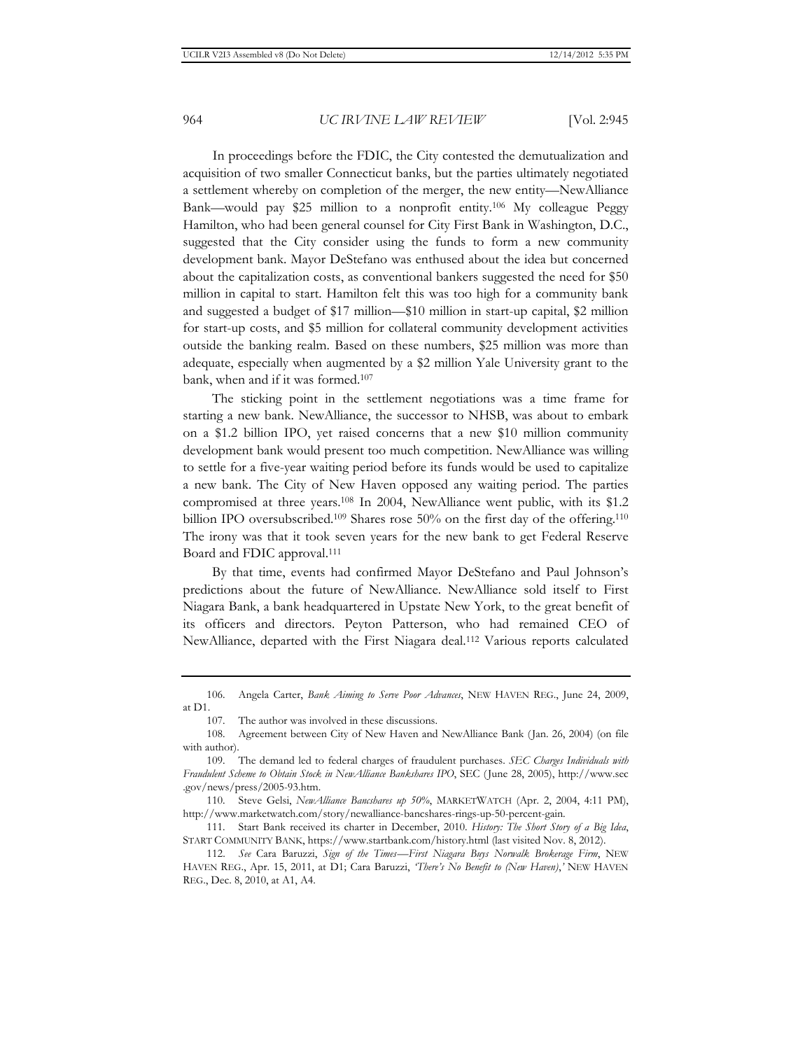In proceedings before the FDIC, the City contested the demutualization and acquisition of two smaller Connecticut banks, but the parties ultimately negotiated a settlement whereby on completion of the merger, the new entity—NewAlliance Bank—would pay $25 million to a nonprofit entity.[106] My colleague Peggy Hamilton, who had been general counsel for City First Bank in Washington, D.C., suggested that the City consider using the funds to form a new community development bank. Mayor DeStefano was enthused about the idea but concerned about the capitalization costs, as conventional bankers suggested the need for $50 million in capital to start. Hamilton felt this was too high for a community bank and suggested a budget of $17 million—$10 million in start-up capital, $2 million for start-up costs, and $5 million for collateral community development activities outside the banking realm. Based on these numbers, $25 million was more than adequate, especially when augmented by a $2 million Yale University grant to the bank, when and if it was formed.[107]

The sticking point in the settlement negotiations was a time frame for starting a new bank. NewAlliance, the successor to NHSB, was about to embark on a $1.2 billion IPO, yet raised concerns that a new $10 million community development bank would present too much competition. NewAlliance was willing to settle for a five-year waiting period before its funds would be used to capitalize a new bank. The City of New Haven opposed any waiting period. The parties compromised at three years.[108] In 2004, NewAlliance went public, with its $1.2 billion IPO oversubscribed.[109] Shares rose 50% on the first day of the offering.[110] The irony was that it took seven years for the new bank to get Federal Reserve Board and FDIC approval.[111]

By that time, events had confirmed Mayor DeStefano and Paul Johnson's predictions about the future of NewAlliance. NewAlliance sold itself to First Niagara Bank, a bank headquartered in Upstate New York, to the great benefit of its officers and directors. Peyton Patterson, who had remained CEO of NewAlliance, departed with the First Niagara deal.[112] Various reports calculated

---

106. Angela Carter, *Bank Aiming to Serve Poor Advances*, NEW HAVEN REG., June 24, 2009, at D1.

107. The author was involved in these discussions.

108. Agreement between City of New Haven and NewAlliance Bank (Jan. 26, 2004) (on file with author).

109. The demand led to federal charges of fraudulent purchases. *SEC Charges Individuals with Fraudulent Scheme to Obtain Stock in NewAlliance Bankshares IPO*, SEC (June 28, 2005), http://www.sec.gov/news/press/2005-93.htm.

110. Steve Gelsi, *NewAlliance Bancshares up 50%*, MARKETWATCH (Apr. 2, 2004, 4:11 PM), http://www.marketwatch.com/story/newalliance-bancshares-rings-up-50-percent-gain.

111. Start Bank received its charter in December, 2010. *History: The Short Story of a Big Idea*, START COMMUNITY BANK, https://www.startbank.com/history.html (last visited Nov. 8, 2012).

112. *See* Cara Baruzzi, *Sign of the Times—First Niagara Buys Norwalk Brokerage Firm*, NEW HAVEN REG., Apr. 15, 2011, at D1; Cara Baruzzi, *'There's No Benefit to (New Haven),'* NEW HAVEN REG., Dec. 8, 2010, at A1, A4.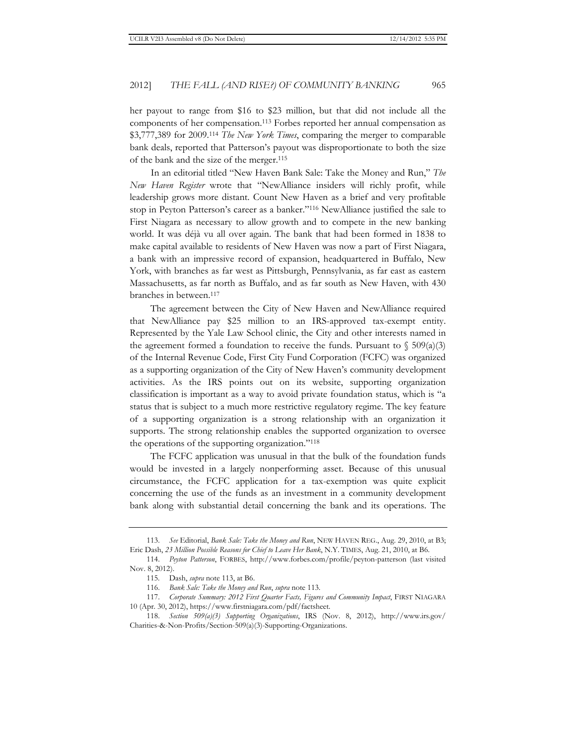her payout to range from $16 to $23 million, but that did not include all the components of her compensation.[113] Forbes reported her annual compensation as $3,777,389 for 2009.[114] *The New York Times*, comparing the merger to comparable bank deals, reported that Patterson's payout was disproportionate to both the size of the bank and the size of the merger.[115]

In an editorial titled "New Haven Bank Sale: Take the Money and Run," *The New Haven Register* wrote that "NewAlliance insiders will richly profit, while leadership grows more distant. Count New Haven as a brief and very profitable stop in Peyton Patterson's career as a banker."[116] NewAlliance justified the sale to First Niagara as necessary to allow growth and to compete in the new banking world. It was déjà vu all over again. The bank that had been formed in 1838 to make capital available to residents of New Haven was now a part of First Niagara, a bank with an impressive record of expansion, headquartered in Buffalo, New York, with branches as far west as Pittsburgh, Pennsylvania, as far east as eastern Massachusetts, as far north as Buffalo, and as far south as New Haven, with 430 branches in between.[117]

The agreement between the City of New Haven and NewAlliance required that NewAlliance pay $25 million to an IRS-approved tax-exempt entity. Represented by the Yale Law School clinic, the City and other interests named in the agreement formed a foundation to receive the funds. Pursuant to § 509(a)(3) of the Internal Revenue Code, First City Fund Corporation (FCFC) was organized as a supporting organization of the City of New Haven's community development activities. As the IRS points out on its website, supporting organization classification is important as a way to avoid private foundation status, which is "a status that is subject to a much more restrictive regulatory regime. The key feature of a supporting organization is a strong relationship with an organization it supports. The strong relationship enables the supported organization to oversee the operations of the supporting organization."[118]

The FCFC application was unusual in that the bulk of the foundation funds would be invested in a largely nonperforming asset. Because of this unusual circumstance, the FCFC application for a tax-exemption was quite explicit concerning the use of the funds as an investment in a community development bank along with substantial detail concerning the bank and its operations. The

---

113. *See* Editorial, *Bank Sale: Take the Money and Run*, NEW HAVEN REG., Aug. 29, 2010, at B3; Eric Dash, *23 Million Possible Reasons for Chief to Leave Her Bank*, N.Y. TIMES, Aug. 21, 2010, at B6.

114. *Peyton Patterson*, FORBES, http://www.forbes.com/profile/peyton-patterson (last visited Nov. 8, 2012).

115. Dash, *supra* note 113, at B6.

116. *Bank Sale: Take the Money and Run*, *supra* note 113.

117. *Corporate Summary: 2012 First Quarter Facts, Figures and Community Impact*, FIRST NIAGARA 10 (Apr. 30, 2012), https://www.firstniagara.com/pdf/factsheet.

118. *Section 509(a)(3) Supporting Organizations*, IRS (Nov. 8, 2012), http://www.irs.gov/Charities-&-Non-Profits/Section-509(a)(3)-Supporting-Organizations.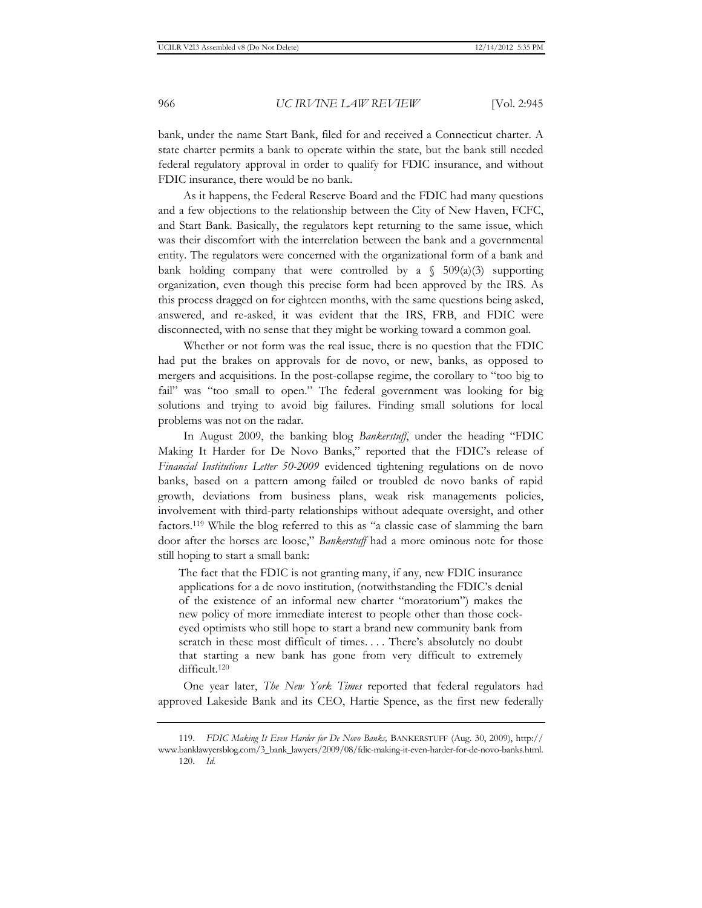bank, under the name Start Bank, filed for and received a Connecticut charter. A state charter permits a bank to operate within the state, but the bank still needed federal regulatory approval in order to qualify for FDIC insurance, and without FDIC insurance, there would be no bank.

As it happens, the Federal Reserve Board and the FDIC had many questions and a few objections to the relationship between the City of New Haven, FCFC, and Start Bank. Basically, the regulators kept returning to the same issue, which was their discomfort with the interrelation between the bank and a governmental entity. The regulators were concerned with the organizational form of a bank and bank holding company that were controlled by a § 509(a)(3) supporting organization, even though this precise form had been approved by the IRS. As this process dragged on for eighteen months, with the same questions being asked, answered, and re-asked, it was evident that the IRS, FRB, and FDIC were disconnected, with no sense that they might be working toward a common goal.

Whether or not form was the real issue, there is no question that the FDIC had put the brakes on approvals for de novo, or new, banks, as opposed to mergers and acquisitions. In the post-collapse regime, the corollary to "too big to fail" was "too small to open." The federal government was looking for big solutions and trying to avoid big failures. Finding small solutions for local problems was not on the radar.

In August 2009, the banking blog *Bankerstuff*, under the heading "FDIC Making It Harder for De Novo Banks," reported that the FDIC's release of *Financial Institutions Letter 50-2009* evidenced tightening regulations on de novo banks, based on a pattern among failed or troubled de novo banks of rapid growth, deviations from business plans, weak risk managements policies, involvement with third-party relationships without adequate oversight, and other factors.[119] While the blog referred to this as "a classic case of slamming the barn door after the horses are loose," *Bankerstuff* had a more ominous note for those still hoping to start a small bank:

> The fact that the FDIC is not granting many, if any, new FDIC insurance applications for a de novo institution, (notwithstanding the FDIC's denial of the existence of an informal new charter "moratorium") makes the new policy of more immediate interest to people other than those cock-eyed optimists who still hope to start a brand new community bank from scratch in these most difficult of times. . . . There's absolutely no doubt that starting a new bank has gone from very difficult to extremely difficult.[120]

One year later, *The New York Times* reported that federal regulators had approved Lakeside Bank and its CEO, Hartie Spence, as the first new federally

---

119. *FDIC Making It Even Harder for De Novo Banks,* BANKERSTUFF (Aug. 30, 2009), http://www.banklawyersblog.com/3_bank_lawyers/2009/08/fdic-making-it-even-harder-for-de-novo-banks.html.

120. *Id.*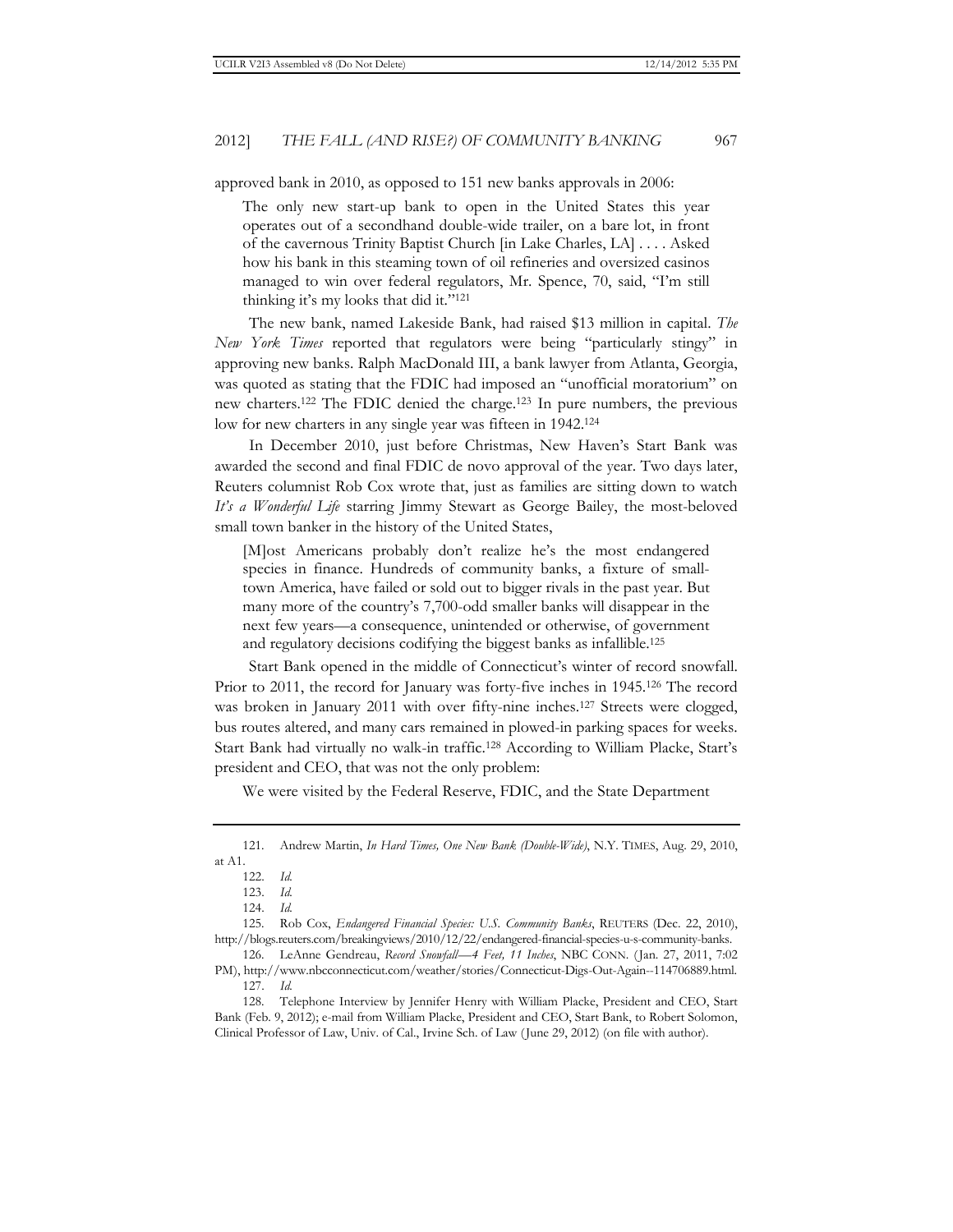approved bank in 2010, as opposed to 151 new banks approvals in 2006:

> The only new start-up bank to open in the United States this year operates out of a secondhand double-wide trailer, on a bare lot, in front of the cavernous Trinity Baptist Church [in Lake Charles, LA] . . . . Asked how his bank in this steaming town of oil refineries and oversized casinos managed to win over federal regulators, Mr. Spence, 70, said, "I'm still thinking it's my looks that did it."[121]

The new bank, named Lakeside Bank, had raised $13 million in capital. *The New York Times* reported that regulators were being "particularly stingy" in approving new banks. Ralph MacDonald III, a bank lawyer from Atlanta, Georgia, was quoted as stating that the FDIC had imposed an "unofficial moratorium" on new charters.[122] The FDIC denied the charge.[123] In pure numbers, the previous low for new charters in any single year was fifteen in 1942.[124]

In December 2010, just before Christmas, New Haven's Start Bank was awarded the second and final FDIC de novo approval of the year. Two days later, Reuters columnist Rob Cox wrote that, just as families are sitting down to watch *It's a Wonderful Life* starring Jimmy Stewart as George Bailey, the most-beloved small town banker in the history of the United States,

> [M]ost Americans probably don't realize he's the most endangered species in finance. Hundreds of community banks, a fixture of small-town America, have failed or sold out to bigger rivals in the past year. But many more of the country's 7,700-odd smaller banks will disappear in the next few years—a consequence, unintended or otherwise, of government and regulatory decisions codifying the biggest banks as infallible.[125]

Start Bank opened in the middle of Connecticut's winter of record snowfall. Prior to 2011, the record for January was forty-five inches in 1945.[126] The record was broken in January 2011 with over fifty-nine inches.[127] Streets were clogged, bus routes altered, and many cars remained in plowed-in parking spaces for weeks. Start Bank had virtually no walk-in traffic.[128] According to William Placke, Start's president and CEO, that was not the only problem:

> We were visited by the Federal Reserve, FDIC, and the State Department

---

121. Andrew Martin, *In Hard Times, One New Bank (Double-Wide)*, N.Y. TIMES, Aug. 29, 2010, at A1.

122. *Id.*

123. *Id.*

124. *Id.*

125. Rob Cox, *Endangered Financial Species: U.S. Community Banks*, REUTERS (Dec. 22, 2010), http://blogs.reuters.com/breakingviews/2010/12/22/endangered-financial-species-u-s-community-banks.

126. LeAnne Gendreau, *Record Snowfall—4 Feet, 11 Inches*, NBC CONN. (Jan. 27, 2011, 7:02 PM), http://www.nbcconnecticut.com/weather/stories/Connecticut-Digs-Out-Again--114706889.html.

127. *Id.*

128. Telephone Interview by Jennifer Henry with William Placke, President and CEO, Start Bank (Feb. 9, 2012); e-mail from William Placke, President and CEO, Start Bank, to Robert Solomon, Clinical Professor of Law, Univ. of Cal., Irvine Sch. of Law (June 29, 2012) (on file with author).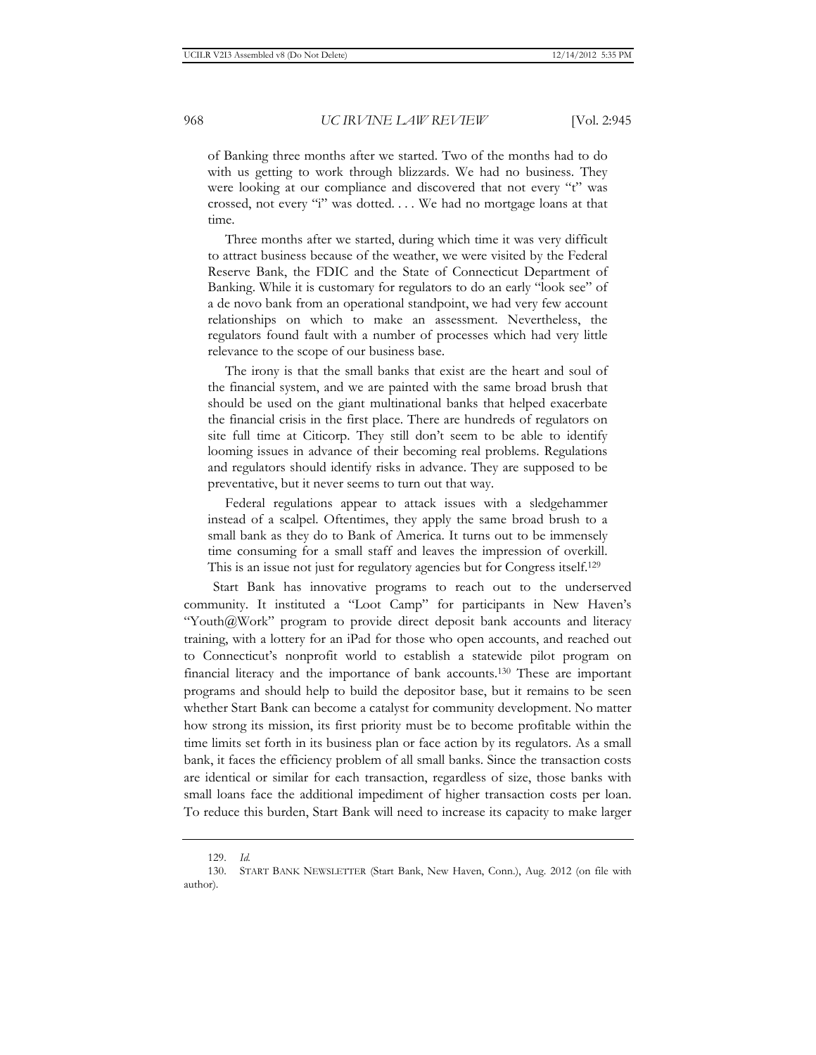> of Banking three months after we started. Two of the months had to do with us getting to work through blizzards. We had no business. They were looking at our compliance and discovered that not every "t" was crossed, not every "i" was dotted. . . . We had no mortgage loans at that time.
>
> Three months after we started, during which time it was very difficult to attract business because of the weather, we were visited by the Federal Reserve Bank, the FDIC and the State of Connecticut Department of Banking. While it is customary for regulators to do an early "look see" of a de novo bank from an operational standpoint, we had very few account relationships on which to make an assessment. Nevertheless, the regulators found fault with a number of processes which had very little relevance to the scope of our business base.
>
> The irony is that the small banks that exist are the heart and soul of the financial system, and we are painted with the same broad brush that should be used on the giant multinational banks that helped exacerbate the financial crisis in the first place. There are hundreds of regulators on site full time at Citicorp. They still don't seem to be able to identify looming issues in advance of their becoming real problems. Regulations and regulators should identify risks in advance. They are supposed to be preventative, but it never seems to turn out that way.
>
> Federal regulations appear to attack issues with a sledgehammer instead of a scalpel. Oftentimes, they apply the same broad brush to a small bank as they do to Bank of America. It turns out to be immensely time consuming for a small staff and leaves the impression of overkill. This is an issue not just for regulatory agencies but for Congress itself.[129]

Start Bank has innovative programs to reach out to the underserved community. It instituted a "Loot Camp" for participants in New Haven's "Youth@Work" program to provide direct deposit bank accounts and literacy training, with a lottery for an iPad for those who open accounts, and reached out to Connecticut's nonprofit world to establish a statewide pilot program on financial literacy and the importance of bank accounts.[130] These are important programs and should help to build the depositor base, but it remains to be seen whether Start Bank can become a catalyst for community development. No matter how strong its mission, its first priority must be to become profitable within the time limits set forth in its business plan or face action by its regulators. As a small bank, it faces the efficiency problem of all small banks. Since the transaction costs are identical or similar for each transaction, regardless of size, those banks with small loans face the additional impediment of higher transaction costs per loan. To reduce this burden, Start Bank will need to increase its capacity to make larger

---

129. *Id.*

130. START BANK NEWSLETTER (Start Bank, New Haven, Conn.), Aug. 2012 (on file with author).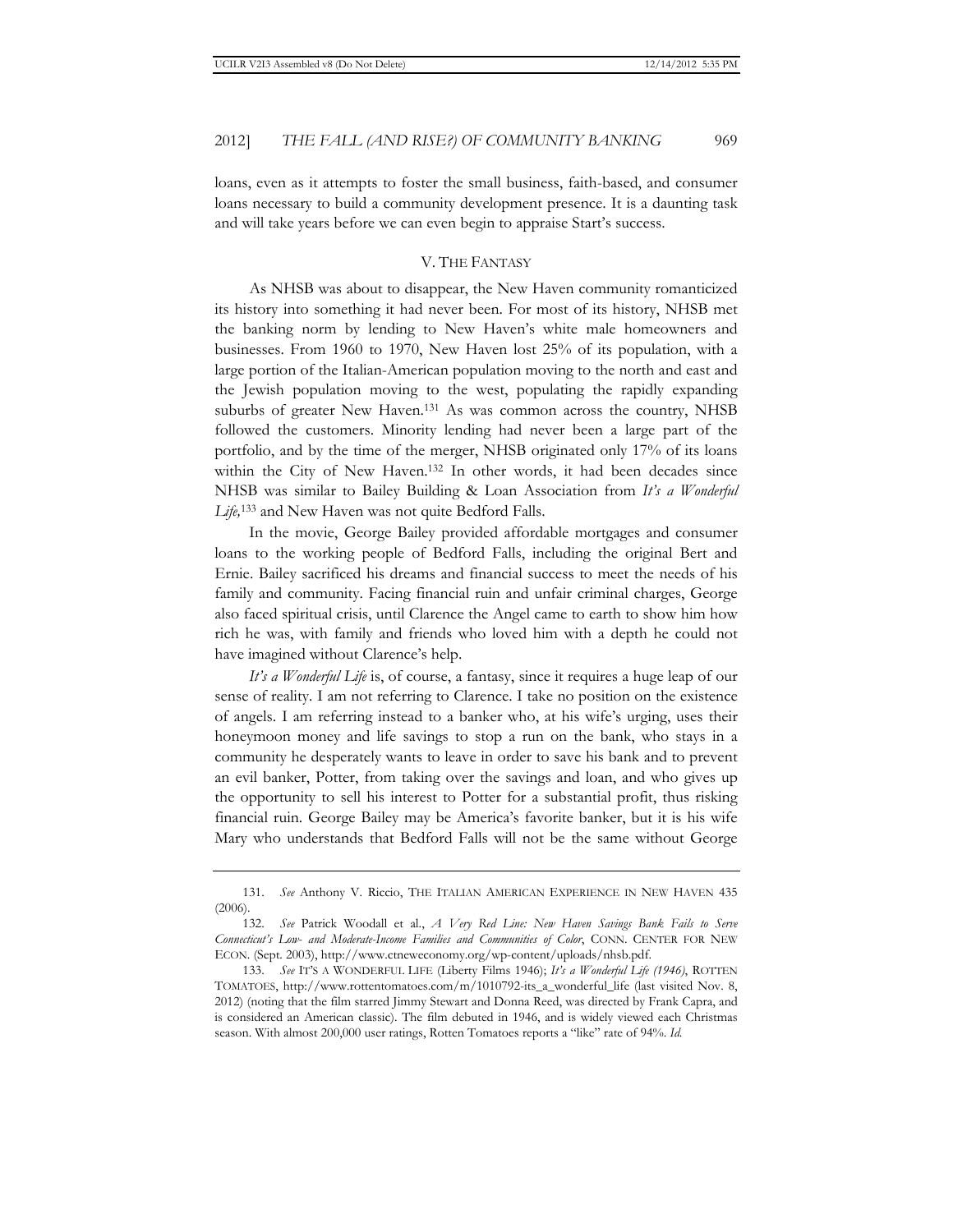loans, even as it attempts to foster the small business, faith-based, and consumer loans necessary to build a community development presence. It is a daunting task and will take years before we can even begin to appraise Start's success.

## V. THE FANTASY

As NHSB was about to disappear, the New Haven community romanticized its history into something it had never been. For most of its history, NHSB met the banking norm by lending to New Haven's white male homeowners and businesses. From 1960 to 1970, New Haven lost 25% of its population, with a large portion of the Italian-American population moving to the north and east and the Jewish population moving to the west, populating the rapidly expanding suburbs of greater New Haven.[131] As was common across the country, NHSB followed the customers. Minority lending had never been a large part of the portfolio, and by the time of the merger, NHSB originated only 17% of its loans within the City of New Haven.[132] In other words, it had been decades since NHSB was similar to Bailey Building & Loan Association from *It's a Wonderful Life*,[133] and New Haven was not quite Bedford Falls.

In the movie, George Bailey provided affordable mortgages and consumer loans to the working people of Bedford Falls, including the original Bert and Ernie. Bailey sacrificed his dreams and financial success to meet the needs of his family and community. Facing financial ruin and unfair criminal charges, George also faced spiritual crisis, until Clarence the Angel came to earth to show him how rich he was, with family and friends who loved him with a depth he could not have imagined without Clarence's help.

*It's a Wonderful Life* is, of course, a fantasy, since it requires a huge leap of our sense of reality. I am not referring to Clarence. I take no position on the existence of angels. I am referring instead to a banker who, at his wife's urging, uses their honeymoon money and life savings to stop a run on the bank, who stays in a community he desperately wants to leave in order to save his bank and to prevent an evil banker, Potter, from taking over the savings and loan, and who gives up the opportunity to sell his interest to Potter for a substantial profit, thus risking financial ruin. George Bailey may be America's favorite banker, but it is his wife Mary who understands that Bedford Falls will not be the same without George

---

131. *See* Anthony V. Riccio, THE ITALIAN AMERICAN EXPERIENCE IN NEW HAVEN 435 (2006).

132. *See* Patrick Woodall et al., *A Very Red Line: New Haven Savings Bank Fails to Serve Connecticut's Low- and Moderate-Income Families and Communities of Color*, CONN. CENTER FOR NEW ECON. (Sept. 2003), http://www.ctneweconomy.org/wp-content/uploads/nhsb.pdf.

133. *See* IT'S A WONDERFUL LIFE (Liberty Films 1946); *It's a Wonderful Life (1946)*, ROTTEN TOMATOES, http://www.rottentomatoes.com/m/1010792-its_a_wonderful_life (last visited Nov. 8, 2012) (noting that the film starred Jimmy Stewart and Donna Reed, was directed by Frank Capra, and is considered an American classic). The film debuted in 1946, and is widely viewed each Christmas season. With almost 200,000 user ratings, Rotten Tomatoes reports a "like" rate of 94%. *Id.*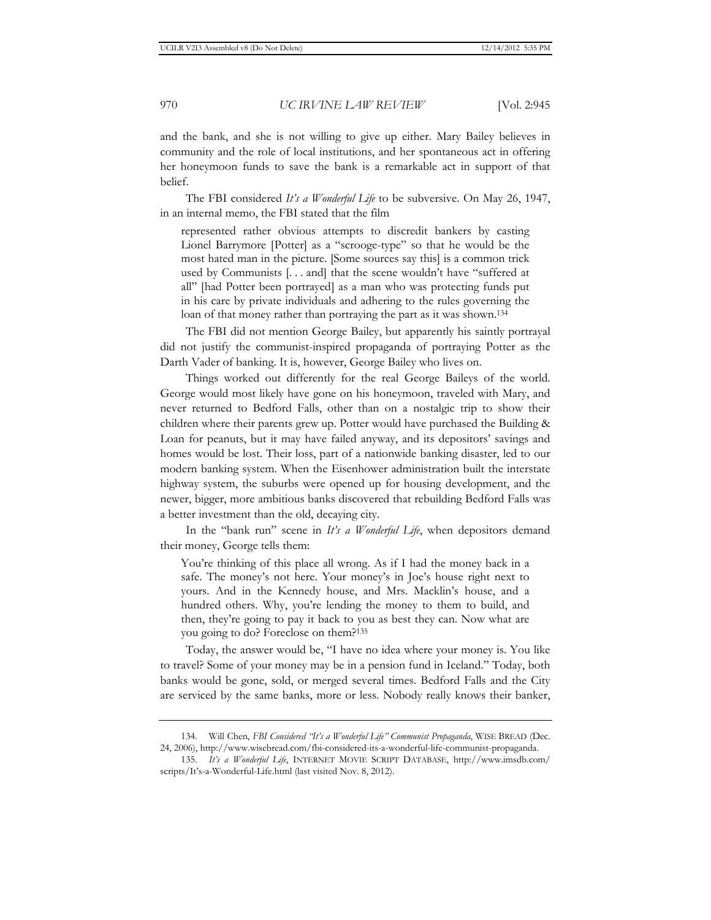and the bank, and she is not willing to give up either. Mary Bailey believes in community and the role of local institutions, and her spontaneous act in offering her honeymoon funds to save the bank is a remarkable act in support of that belief.

The FBI considered *It's a Wonderful Life* to be subversive. On May 26, 1947, in an internal memo, the FBI stated that the film

> represented rather obvious attempts to discredit bankers by casting Lionel Barrymore [Potter] as a "scrooge-type" so that he would be the most hated man in the picture. [Some sources say this] is a common trick used by Communists [. . . and] that the scene wouldn't have "suffered at all" [had Potter been portrayed] as a man who was protecting funds put in his care by private individuals and adhering to the rules governing the loan of that money rather than portraying the part as it was shown.[134]

The FBI did not mention George Bailey, but apparently his saintly portrayal did not justify the communist-inspired propaganda of portraying Potter as the Darth Vader of banking. It is, however, George Bailey who lives on.

Things worked out differently for the real George Baileys of the world. George would most likely have gone on his honeymoon, traveled with Mary, and never returned to Bedford Falls, other than on a nostalgic trip to show their children where their parents grew up. Potter would have purchased the Building & Loan for peanuts, but it may have failed anyway, and its depositors' savings and homes would be lost. Their loss, part of a nationwide banking disaster, led to our modern banking system. When the Eisenhower administration built the interstate highway system, the suburbs were opened up for housing development, and the newer, bigger, more ambitious banks discovered that rebuilding Bedford Falls was a better investment than the old, decaying city.

In the "bank run" scene in *It's a Wonderful Life*, when depositors demand their money, George tells them:

> You're thinking of this place all wrong. As if I had the money back in a safe. The money's not here. Your money's in Joe's house right next to yours. And in the Kennedy house, and Mrs. Macklin's house, and a hundred others. Why, you're lending the money to them to build, and then, they're going to pay it back to you as best they can. Now what are you going to do? Foreclose on them?[135]

Today, the answer would be, "I have no idea where your money is. You like to travel? Some of your money may be in a pension fund in Iceland." Today, both banks would be gone, sold, or merged several times. Bedford Falls and the City are serviced by the same banks, more or less. Nobody really knows their banker,

---

134. Will Chen, *FBI Considered "It's a Wonderful Life" Communist Propaganda*, WISE BREAD (Dec. 24, 2006), http://www.wisebread.com/fbi-considered-its-a-wonderful-life-communist-propaganda.

135. *It's a Wonderful Life*, INTERNET MOVIE SCRIPT DATABASE, http://www.imsdb.com/scripts/It's-a-Wonderful-Life.html (last visited Nov. 8, 2012).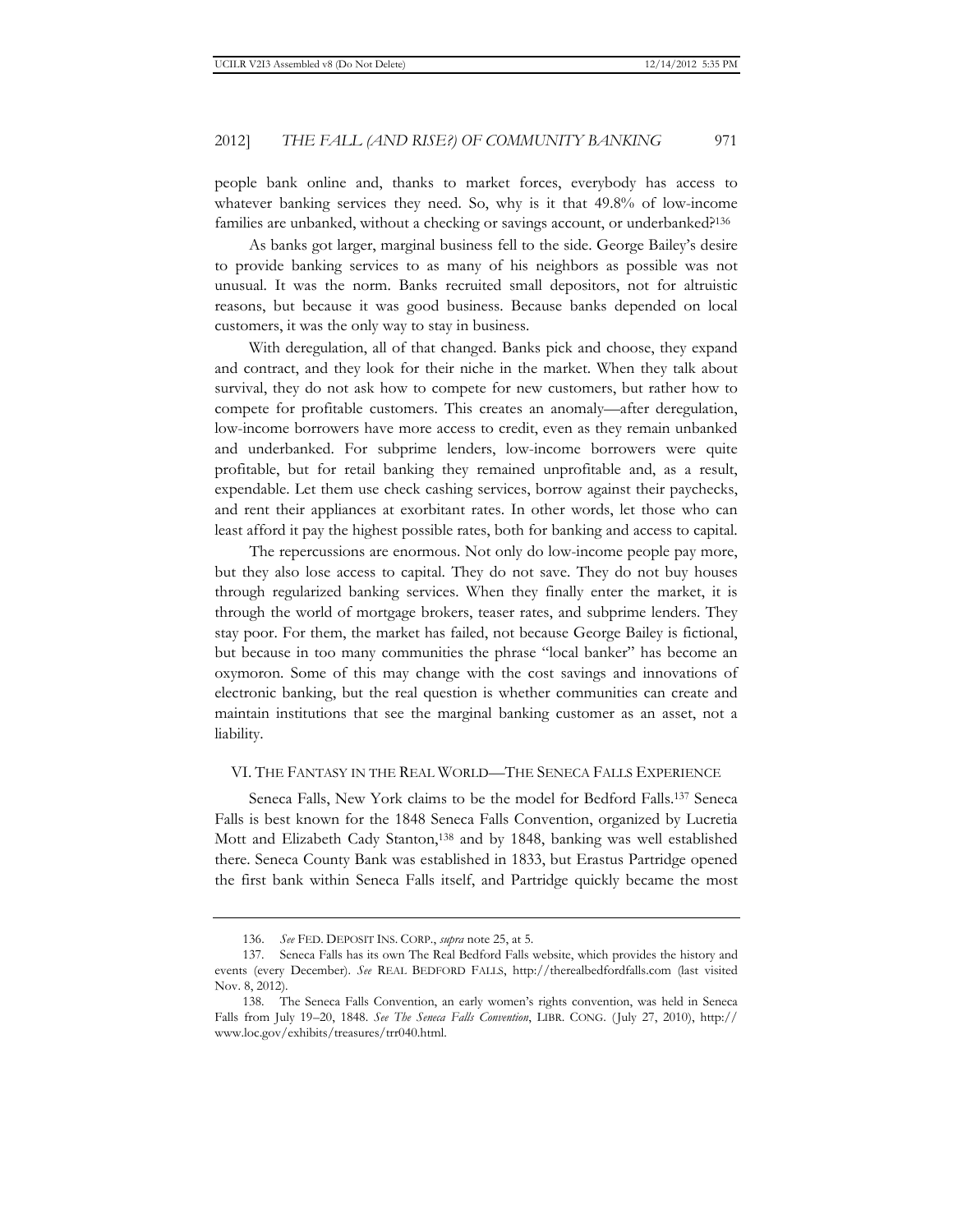people bank online and, thanks to market forces, everybody has access to whatever banking services they need. So, why is it that 49.8% of low-income families are unbanked, without a checking or savings account, or underbanked?[136]

As banks got larger, marginal business fell to the side. George Bailey's desire to provide banking services to as many of his neighbors as possible was not unusual. It was the norm. Banks recruited small depositors, not for altruistic reasons, but because it was good business. Because banks depended on local customers, it was the only way to stay in business.

With deregulation, all of that changed. Banks pick and choose, they expand and contract, and they look for their niche in the market. When they talk about survival, they do not ask how to compete for new customers, but rather how to compete for profitable customers. This creates an anomaly—after deregulation, low-income borrowers have more access to credit, even as they remain unbanked and underbanked. For subprime lenders, low-income borrowers were quite profitable, but for retail banking they remained unprofitable and, as a result, expendable. Let them use check cashing services, borrow against their paychecks, and rent their appliances at exorbitant rates. In other words, let those who can least afford it pay the highest possible rates, both for banking and access to capital.

The repercussions are enormous. Not only do low-income people pay more, but they also lose access to capital. They do not save. They do not buy houses through regularized banking services. When they finally enter the market, it is through the world of mortgage brokers, teaser rates, and subprime lenders. They stay poor. For them, the market has failed, not because George Bailey is fictional, but because in too many communities the phrase "local banker" has become an oxymoron. Some of this may change with the cost savings and innovations of electronic banking, but the real question is whether communities can create and maintain institutions that see the marginal banking customer as an asset, not a liability.

## VI. THE FANTASY IN THE REAL WORLD—THE SENECA FALLS EXPERIENCE

Seneca Falls, New York claims to be the model for Bedford Falls.[137] Seneca Falls is best known for the 1848 Seneca Falls Convention, organized by Lucretia Mott and Elizabeth Cady Stanton,[138] and by 1848, banking was well established there. Seneca County Bank was established in 1833, but Erastus Partridge opened the first bank within Seneca Falls itself, and Partridge quickly became the most

---

136. *See* FED. DEPOSIT INS. CORP., *supra* note 25, at 5.

137. Seneca Falls has its own The Real Bedford Falls website, which provides the history and events (every December). *See* REAL BEDFORD FALLS, http://therealbedfordfalls.com (last visited Nov. 8, 2012).

138. The Seneca Falls Convention, an early women's rights convention, was held in Seneca Falls from July 19–20, 1848. *See The Seneca Falls Convention*, LIBR. CONG. (July 27, 2010), http://www.loc.gov/exhibits/treasures/trr040.html.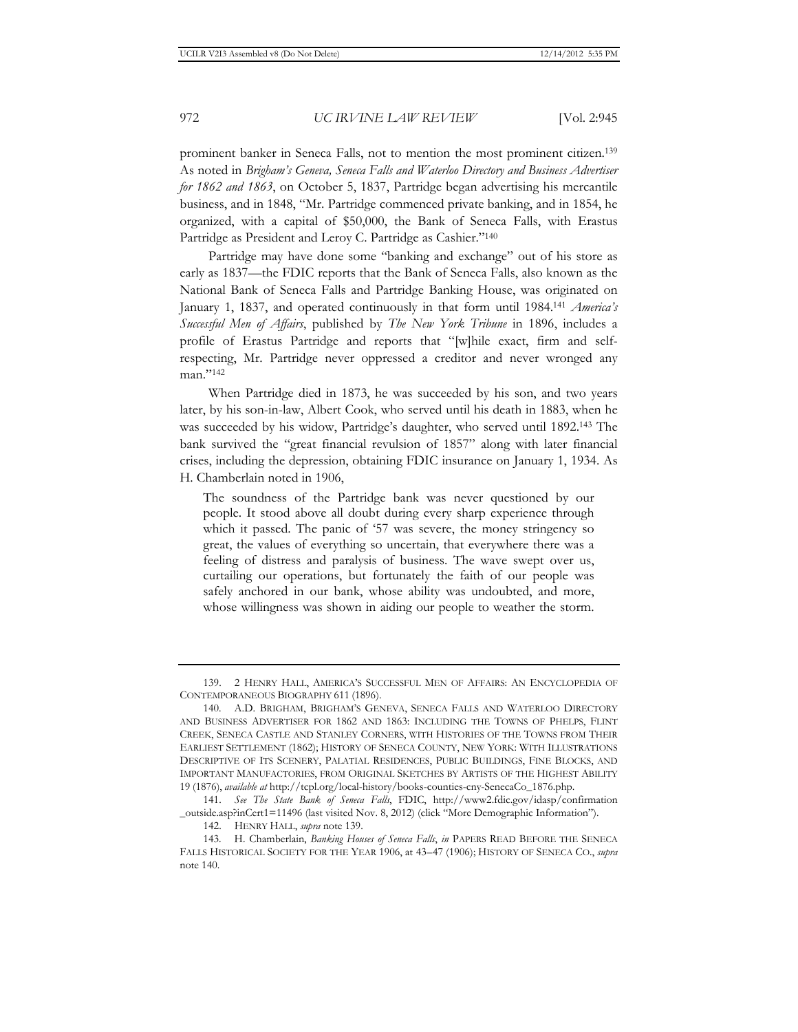prominent banker in Seneca Falls, not to mention the most prominent citizen.[139] As noted in *Brigham's Geneva, Seneca Falls and Waterloo Directory and Business Advertiser for 1862 and 1863*, on October 5, 1837, Partridge began advertising his mercantile business, and in 1848, "Mr. Partridge commenced private banking, and in 1854, he organized, with a capital of $50,000, the Bank of Seneca Falls, with Erastus Partridge as President and Leroy C. Partridge as Cashier."[140]

Partridge may have done some "banking and exchange" out of his store as early as 1837—the FDIC reports that the Bank of Seneca Falls, also known as the National Bank of Seneca Falls and Partridge Banking House, was originated on January 1, 1837, and operated continuously in that form until 1984.[141] *America's Successful Men of Affairs*, published by *The New York Tribune* in 1896, includes a profile of Erastus Partridge and reports that "[w]hile exact, firm and self-respecting, Mr. Partridge never oppressed a creditor and never wronged any man."[142]

When Partridge died in 1873, he was succeeded by his son, and two years later, by his son-in-law, Albert Cook, who served until his death in 1883, when he was succeeded by his widow, Partridge's daughter, who served until 1892.[143] The bank survived the "great financial revulsion of 1857" along with later financial crises, including the depression, obtaining FDIC insurance on January 1, 1934. As H. Chamberlain noted in 1906,

> The soundness of the Partridge bank was never questioned by our people. It stood above all doubt during every sharp experience through which it passed. The panic of '57 was severe, the money stringency so great, the values of everything so uncertain, that everywhere there was a feeling of distress and paralysis of business. The wave swept over us, curtailing our operations, but fortunately the faith of our people was safely anchored in our bank, whose ability was undoubted, and more, whose willingness was shown in aiding our people to weather the storm.

---

139. 2 HENRY HALL, AMERICA'S SUCCESSFUL MEN OF AFFAIRS: AN ENCYCLOPEDIA OF CONTEMPORANEOUS BIOGRAPHY 611 (1896).

140. A.D. BRIGHAM, BRIGHAM'S GENEVA, SENECA FALLS AND WATERLOO DIRECTORY AND BUSINESS ADVERTISER FOR 1862 AND 1863: INCLUDING THE TOWNS OF PHELPS, FLINT CREEK, SENECA CASTLE AND STANLEY CORNERS, WITH HISTORIES OF THE TOWNS FROM THEIR EARLIEST SETTLEMENT (1862); HISTORY OF SENECA COUNTY, NEW YORK: WITH ILLUSTRATIONS DESCRIPTIVE OF ITS SCENERY, PALATIAL RESIDENCES, PUBLIC BUILDINGS, FINE BLOCKS, AND IMPORTANT MANUFACTORIES, FROM ORIGINAL SKETCHES BY ARTISTS OF THE HIGHEST ABILITY 19 (1876), *available at* http://tcpl.org/local-history/books-counties-cny-SenecaCo_1876.php.

141. *See The State Bank of Seneca Falls*, FDIC, http://www2.fdic.gov/idasp/confirmation_outside.asp?inCert1=11496 (last visited Nov. 8, 2012) (click "More Demographic Information").

142. HENRY HALL, *supra* note 139.

143. H. Chamberlain, *Banking Houses of Seneca Falls*, *in* PAPERS READ BEFORE THE SENECA FALLS HISTORICAL SOCIETY FOR THE YEAR 1906, at 43–47 (1906); HISTORY OF SENECA CO., *supra* note 140.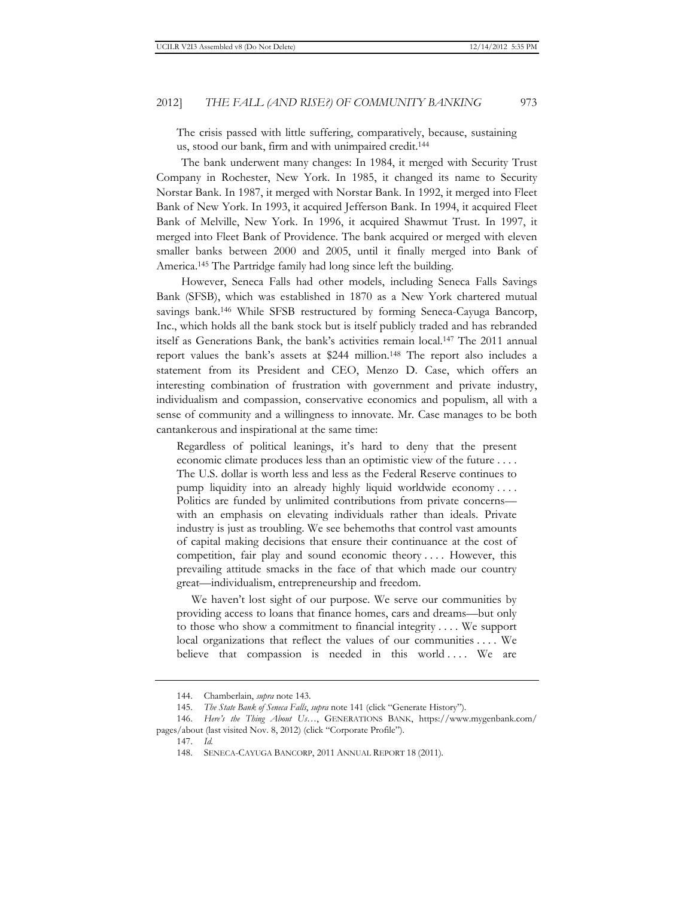> The crisis passed with little suffering, comparatively, because, sustaining us, stood our bank, firm and with unimpaired credit.[144]

The bank underwent many changes: In 1984, it merged with Security Trust Company in Rochester, New York. In 1985, it changed its name to Security Norstar Bank. In 1987, it merged with Norstar Bank. In 1992, it merged into Fleet Bank of New York. In 1993, it acquired Jefferson Bank. In 1994, it acquired Fleet Bank of Melville, New York. In 1996, it acquired Shawmut Trust. In 1997, it merged into Fleet Bank of Providence. The bank acquired or merged with eleven smaller banks between 2000 and 2005, until it finally merged into Bank of America.[145] The Partridge family had long since left the building.

However, Seneca Falls had other models, including Seneca Falls Savings Bank (SFSB), which was established in 1870 as a New York chartered mutual savings bank.[146] While SFSB restructured by forming Seneca-Cayuga Bancorp, Inc., which holds all the bank stock but is itself publicly traded and has rebranded itself as Generations Bank, the bank's activities remain local.[147] The 2011 annual report values the bank's assets at $244 million.[148] The report also includes a statement from its President and CEO, Menzo D. Case, which offers an interesting combination of frustration with government and private industry, individualism and compassion, conservative economics and populism, all with a sense of community and a willingness to innovate. Mr. Case manages to be both cantankerous and inspirational at the same time:

> Regardless of political leanings, it's hard to deny that the present economic climate produces less than an optimistic view of the future . . . . The U.S. dollar is worth less and less as the Federal Reserve continues to pump liquidity into an already highly liquid worldwide economy . . . . Politics are funded by unlimited contributions from private concerns—with an emphasis on elevating individuals rather than ideals. Private industry is just as troubling. We see behemoths that control vast amounts of capital making decisions that ensure their continuance at the cost of competition, fair play and sound economic theory . . . . However, this prevailing attitude smacks in the face of that which made our country great—individualism, entrepreneurship and freedom.
>
> We haven't lost sight of our purpose. We serve our communities by providing access to loans that finance homes, cars and dreams—but only to those who show a commitment to financial integrity . . . . We support local organizations that reflect the values of our communities . . . . We believe that compassion is needed in this world . . . . We are

---

144. Chamberlain, *supra* note 143.

145. *The State Bank of Seneca Falls*, *supra* note 141 (click "Generate History").

146. *Here's the Thing About Us…*, GENERATIONS BANK, https://www.mygenbank.com/pages/about (last visited Nov. 8, 2012) (click "Corporate Profile").

147. *Id.*

148. SENECA-CAYUGA BANCORP, 2011 ANNUAL REPORT 18 (2011).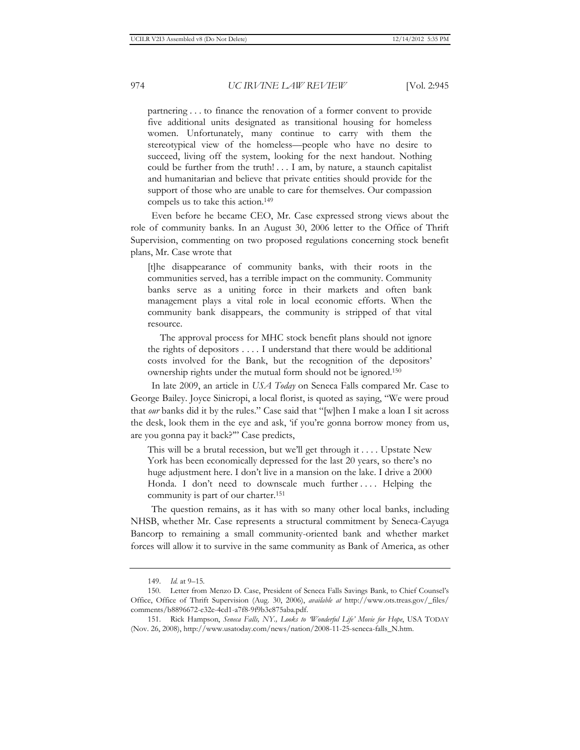partnering . . . to finance the renovation of a former convent to provide five additional units designated as transitional housing for homeless women. Unfortunately, many continue to carry with them the stereotypical view of the homeless—people who have no desire to succeed, living off the system, looking for the next handout. Nothing could be further from the truth! . . . I am, by nature, a staunch capitalist and humanitarian and believe that private entities should provide for the support of those who are unable to care for themselves. Our compassion compels us to take this action.[149]

Even before he became CEO, Mr. Case expressed strong views about the role of community banks. In an August 30, 2006 letter to the Office of Thrift Supervision, commenting on two proposed regulations concerning stock benefit plans, Mr. Case wrote that

> [t]he disappearance of community banks, with their roots in the communities served, has a terrible impact on the community. Community banks serve as a uniting force in their markets and often bank management plays a vital role in local economic efforts. When the community bank disappears, the community is stripped of that vital resource.
>
> The approval process for MHC stock benefit plans should not ignore the rights of depositors . . . . I understand that there would be additional costs involved for the Bank, but the recognition of the depositors' ownership rights under the mutual form should not be ignored.[150]

In late 2009, an article in *USA Today* on Seneca Falls compared Mr. Case to George Bailey. Joyce Sinicropi, a local florist, is quoted as saying, "We were proud that *our* banks did it by the rules." Case said that "[w]hen I make a loan I sit across the desk, look them in the eye and ask, 'if you're gonna borrow money from us, are you gonna pay it back?'" Case predicts,

> This will be a brutal recession, but we'll get through it . . . . Upstate New York has been economically depressed for the last 20 years, so there's no huge adjustment here. I don't live in a mansion on the lake. I drive a 2000 Honda. I don't need to downscale much further . . . . Helping the community is part of our charter.[151]

The question remains, as it has with so many other local banks, including NHSB, whether Mr. Case represents a structural commitment by Seneca-Cayuga Bancorp to remaining a small community-oriented bank and whether market forces will allow it to survive in the same community as Bank of America, as other

---

149. *Id.* at 9–15.

150. Letter from Menzo D. Case, President of Seneca Falls Savings Bank, to Chief Counsel's Office, Office of Thrift Supervision (Aug. 30, 2006), *available at* http://www.ots.treas.gov/_files/comments/b8896672-e32e-4cd1-a7f8-9f9b3c875aba.pdf.

151. Rick Hampson, *Seneca Falls, NY., Looks to 'Wonderful Life' Movie for Hope*, USA TODAY (Nov. 26, 2008), http://www.usatoday.com/news/nation/2008-11-25-seneca-falls_N.htm.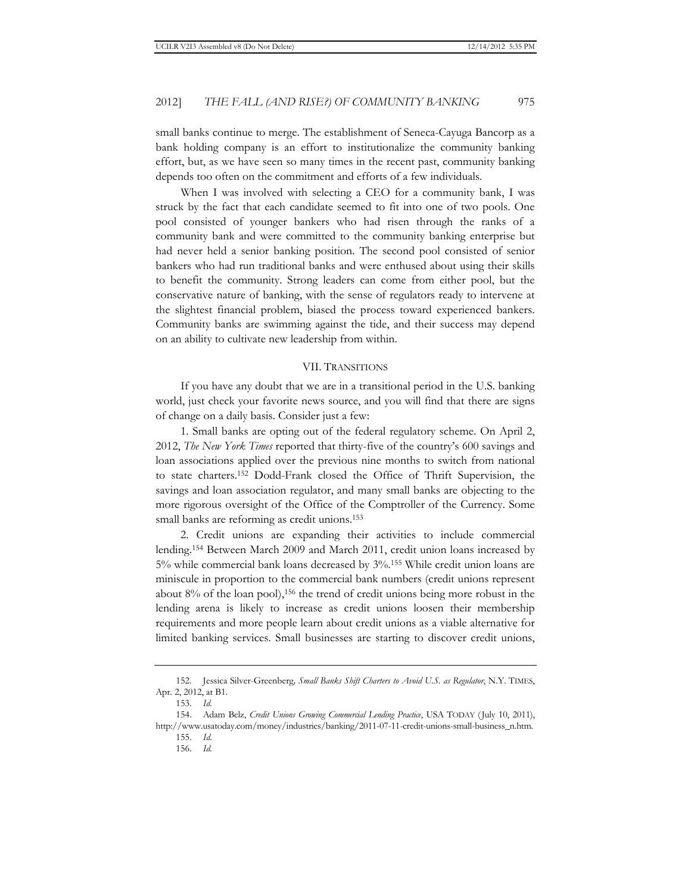small banks continue to merge. The establishment of Seneca-Cayuga Bancorp as a bank holding company is an effort to institutionalize the community banking effort, but, as we have seen so many times in the recent past, community banking depends too often on the commitment and efforts of a few individuals.

When I was involved with selecting a CEO for a community bank, I was struck by the fact that each candidate seemed to fit into one of two pools. One pool consisted of younger bankers who had risen through the ranks of a community bank and were committed to the community banking enterprise but had never held a senior banking position. The second pool consisted of senior bankers who had run traditional banks and were enthused about using their skills to benefit the community. Strong leaders can come from either pool, but the conservative nature of banking, with the sense of regulators ready to intervene at the slightest financial problem, biased the process toward experienced bankers. Community banks are swimming against the tide, and their success may depend on an ability to cultivate new leadership from within.

## VII. TRANSITIONS

If you have any doubt that we are in a transitional period in the U.S. banking world, just check your favorite news source, and you will find that there are signs of change on a daily basis. Consider just a few:

1. Small banks are opting out of the federal regulatory scheme. On April 2, 2012, *The New York Times* reported that thirty-five of the country's 600 savings and loan associations applied over the previous nine months to switch from national to state charters.[152] Dodd-Frank closed the Office of Thrift Supervision, the savings and loan association regulator, and many small banks are objecting to the more rigorous oversight of the Office of the Comptroller of the Currency. Some small banks are reforming as credit unions.[153]

2. Credit unions are expanding their activities to include commercial lending.[154] Between March 2009 and March 2011, credit union loans increased by 5% while commercial bank loans decreased by 3%.[155] While credit union loans are miniscule in proportion to the commercial bank numbers (credit unions represent about 8% of the loan pool),[156] the trend of credit unions being more robust in the lending arena is likely to increase as credit unions loosen their membership requirements and more people learn about credit unions as a viable alternative for limited banking services. Small businesses are starting to discover credit unions,

---

152. Jessica Silver-Greenberg, *Small Banks Shift Charters to Avoid U.S. as Regulator*, N.Y. TIMES, Apr. 2, 2012, at B1.

153. *Id.*

154. Adam Belz, *Credit Unions Growing Commercial Lending Practice*, USA TODAY (July 10, 2011), http://www.usatoday.com/money/industries/banking/2011-07-11-credit-unions-small-business_n.htm.

155. *Id.*

156. *Id.*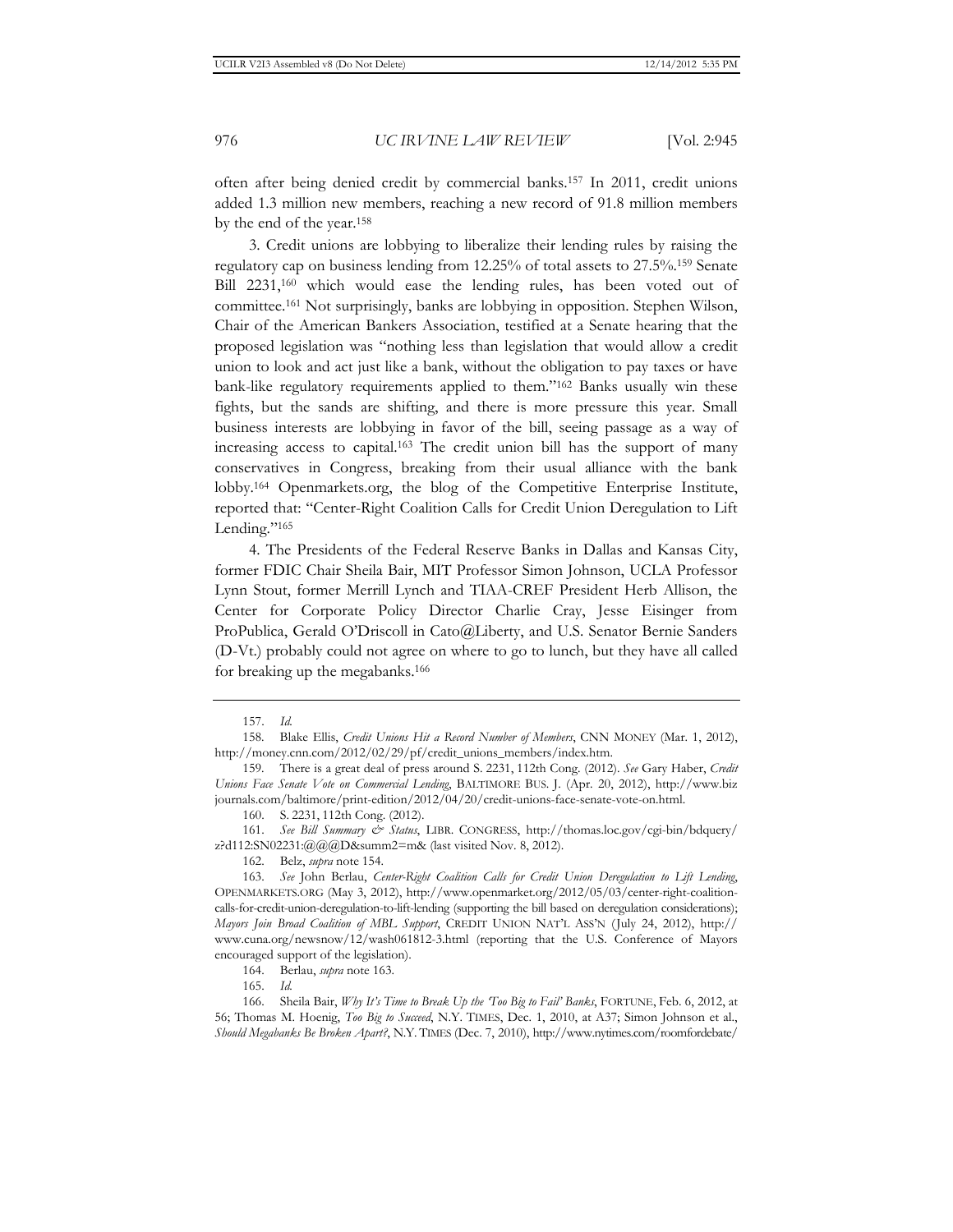often after being denied credit by commercial banks.[157] In 2011, credit unions added 1.3 million new members, reaching a new record of 91.8 million members by the end of the year.[158]

3. Credit unions are lobbying to liberalize their lending rules by raising the regulatory cap on business lending from 12.25% of total assets to 27.5%.[159] Senate Bill 2231,[160] which would ease the lending rules, has been voted out of committee.[161] Not surprisingly, banks are lobbying in opposition. Stephen Wilson, Chair of the American Bankers Association, testified at a Senate hearing that the proposed legislation was "nothing less than legislation that would allow a credit union to look and act just like a bank, without the obligation to pay taxes or have bank-like regulatory requirements applied to them."[162] Banks usually win these fights, but the sands are shifting, and there is more pressure this year. Small business interests are lobbying in favor of the bill, seeing passage as a way of increasing access to capital.[163] The credit union bill has the support of many conservatives in Congress, breaking from their usual alliance with the bank lobby.[164] Openmarkets.org, the blog of the Competitive Enterprise Institute, reported that: "Center-Right Coalition Calls for Credit Union Deregulation to Lift Lending."[165]

4. The Presidents of the Federal Reserve Banks in Dallas and Kansas City, former FDIC Chair Sheila Bair, MIT Professor Simon Johnson, UCLA Professor Lynn Stout, former Merrill Lynch and TIAA-CREF President Herb Allison, the Center for Corporate Policy Director Charlie Cray, Jesse Eisinger from ProPublica, Gerald O'Driscoll in Cato@Liberty, and U.S. Senator Bernie Sanders (D-Vt.) probably could not agree on where to go to lunch, but they have all called for breaking up the megabanks.[166]

---

157. *Id.*

158. Blake Ellis, *Credit Unions Hit a Record Number of Members*, CNN MONEY (Mar. 1, 2012), http://money.cnn.com/2012/02/29/pf/credit_unions_members/index.htm.

159. There is a great deal of press around S. 2231, 112th Cong. (2012). *See* Gary Haber, *Credit Unions Face Senate Vote on Commercial Lending*, BALTIMORE BUS. J. (Apr. 20, 2012), http://www.bizjournals.com/baltimore/print-edition/2012/04/20/credit-unions-face-senate-vote-on.html.

160. S. 2231, 112th Cong. (2012).

161. *See Bill Summary & Status*, LIBR. CONGRESS, http://thomas.loc.gov/cgi-bin/bdquery/z?d112:SN02231:@@@D&summ2=m& (last visited Nov. 8, 2012).

162. Belz, *supra* note 154.

163. *See* John Berlau, *Center-Right Coalition Calls for Credit Union Deregulation to Lift Lending*, OPENMARKETS.ORG (May 3, 2012), http://www.openmarket.org/2012/05/03/center-right-coalition-calls-for-credit-union-deregulation-to-lift-lending (supporting the bill based on deregulation considerations); *Mayors Join Broad Coalition of MBL Support*, CREDIT UNION NAT'L ASS'N (July 24, 2012), http://www.cuna.org/newsnow/12/wash061812-3.html (reporting that the U.S. Conference of Mayors encouraged support of the legislation).

164. Berlau, *supra* note 163.

165. *Id.*

166. Sheila Bair, *Why It's Time to Break Up the 'Too Big to Fail' Banks*, FORTUNE, Feb. 6, 2012, at 56; Thomas M. Hoenig, *Too Big to Succeed*, N.Y. TIMES, Dec. 1, 2010, at A37; Simon Johnson et al., *Should Megabanks Be Broken Apart?*, N.Y. TIMES (Dec. 7, 2010), http://www.nytimes.com/roomfordebate/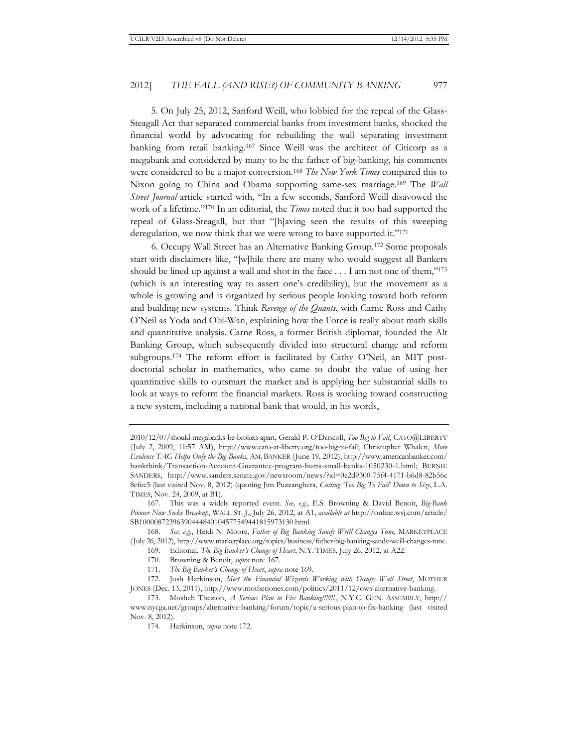5. On July 25, 2012, Sanford Weill, who lobbied for the repeal of the Glass-Steagall Act that separated commercial banks from investment banks, shocked the financial world by advocating for rebuilding the wall separating investment banking from retail banking.[167] Since Weill was the architect of Citicorp as a megabank and considered by many to be the father of big-banking, his comments were considered to be a major conversion.[168] *The New York Times* compared this to Nixon going to China and Obama supporting same-sex marriage.[169] The *Wall Street Journal* article started with, "In a few seconds, Sanford Weill disavowed the work of a lifetime."[170] In an editorial, the *Times* noted that it too had supported the repeal of Glass-Steagall, but that "[h]aving seen the results of this sweeping deregulation, we now think that we were wrong to have supported it."[171]

6. Occupy Wall Street has an Alternative Banking Group.[172] Some proposals start with disclaimers like, "[w]hile there are many who would suggest all Bankers should be lined up against a wall and shot in the face . . . I am not one of them,"[173] (which is an interesting way to assert one's credibility), but the movement as a whole is growing and is organized by serious people looking toward both reform and building new systems. Think *Revenge of the Quants*, with Carne Ross and Cathy O'Neil as Yoda and Obi-Wan, explaining how the Force is really about math skills and quantitative analysis. Carne Ross, a former British diplomat, founded the Alt Banking Group, which subsequently divided into structural change and reform subgroups.[174] The reform effort is facilitated by Cathy O'Neil, an MIT post-doctorial scholar in mathematics, who came to doubt the value of using her quantitative skills to outsmart the market and is applying her substantial skills to look at ways to reform the financial markets. Ross is working toward constructing a new system, including a national bank that would, in his words,

---

2010/12/07/should-megabanks-be-broken-apart; Gerald P. O'Driscoll, *Too Big to Fail*, CATO@LIBERTY (July 2, 2009, 11:57 AM), http://www.cato-at-liberty.org/too-big-to-fail; Christopher Whalen, *More Evidence TAG Helps Only the Big Banks*, AM. BANKER (June 19, 2012), http://www.americanbanker.com/bankthink/Transaction-Account-Guarantee-program-hurts-small-banks-1050230-1.html; BERNIE SANDERS, http://www.sanders.senate.gov/newsroom/news/?id=0e2d9300-75f4-4171-b6d8-82b56c8efce5 (last visited Nov. 8, 2012) (quoting Jim Puzzanghera, *Cutting 'Too Big To Fail' Down to Size*, L.A. TIMES, Nov. 24, 2009, at B1).

167. This was a widely reported event. *See, e.g.*, E.S. Browning & David Benoit, *Big-Bank Pioneer Now Seeks Breakup*, WALL ST. J., July 26, 2012, at A1, *available at* http://online.wsj.com/article/SB10000872396390444840104577549441815973130.html.

168. *See, e.g.*, Heidi N. Moore, *Father of Big Banking Sandy Weill Changes Tune*, MARKETPLACE (July 26, 2012), http://www.marketplace.org/topics/business/father-big-banking-sandy-weill-changes-tune.

169. Editorial, *The Big Banker's Change of Heart*, N.Y. TIMES, July 26, 2012, at A22.

170. Browning & Benoit, *supra* note 167.

171. *The Big Banker's Change of Heart*, *supra* note 169.

172. Josh Harkinson, *Meet the Financial Wizards Working with Occupy Wall Street*, MOTHER JONES (Dec. 13, 2011), http://www.motherjones.com/politics/2011/12/ows-alternative-banking.

173. Mosheh Thezion, *A Serious Plan to Fix Banking!!!!!!!*, N.Y.C. GEN. ASSEMBLY, http://www.nycga.net/groups/alternative-banking/forum/topic/a-serious-plan-to-fix-banking (last visited Nov. 8, 2012).

174. Harkinson, *supra* note 172.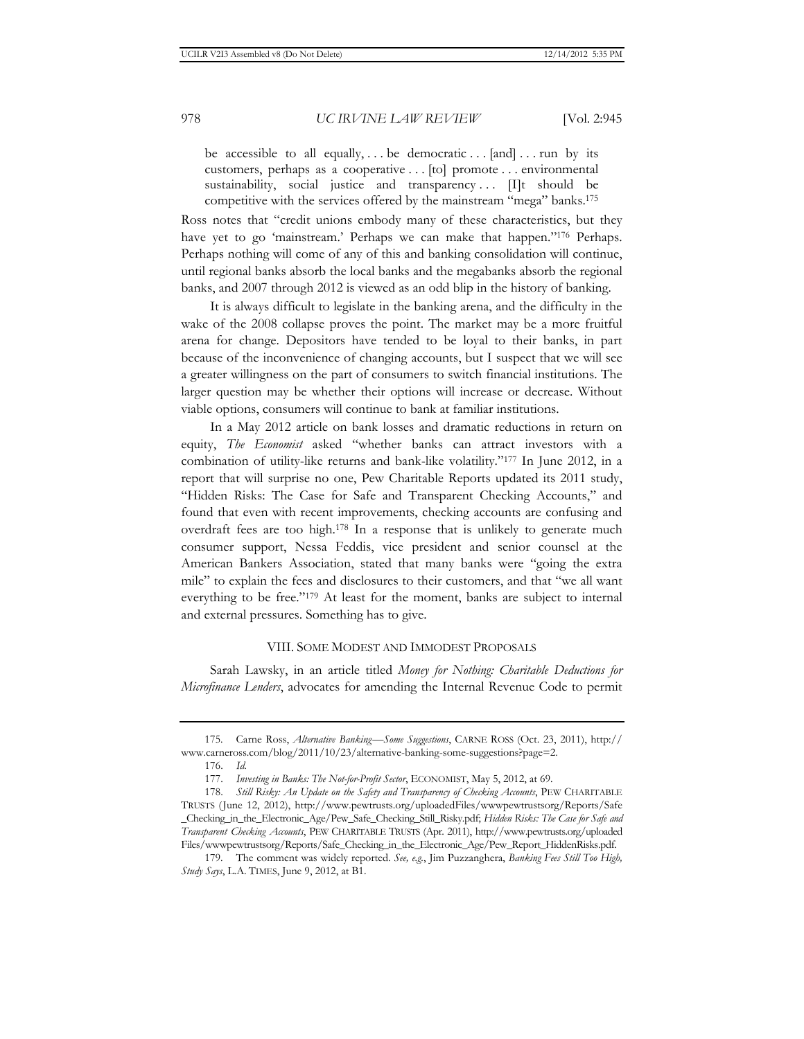> be accessible to all equally, . . . be democratic . . . [and] . . . run by its customers, perhaps as a cooperative . . . [to] promote . . . environmental sustainability, social justice and transparency . . . [I]t should be competitive with the services offered by the mainstream "mega" banks.[175]

Ross notes that "credit unions embody many of these characteristics, but they have yet to go 'mainstream.' Perhaps we can make that happen."[176] Perhaps. Perhaps nothing will come of any of this and banking consolidation will continue, until regional banks absorb the local banks and the megabanks absorb the regional banks, and 2007 through 2012 is viewed as an odd blip in the history of banking.

It is always difficult to legislate in the banking arena, and the difficulty in the wake of the 2008 collapse proves the point. The market may be a more fruitful arena for change. Depositors have tended to be loyal to their banks, in part because of the inconvenience of changing accounts, but I suspect that we will see a greater willingness on the part of consumers to switch financial institutions. The larger question may be whether their options will increase or decrease. Without viable options, consumers will continue to bank at familiar institutions.

In a May 2012 article on bank losses and dramatic reductions in return on equity, *The Economist* asked "whether banks can attract investors with a combination of utility-like returns and bank-like volatility."[177] In June 2012, in a report that will surprise no one, Pew Charitable Reports updated its 2011 study, "Hidden Risks: The Case for Safe and Transparent Checking Accounts," and found that even with recent improvements, checking accounts are confusing and overdraft fees are too high.[178] In a response that is unlikely to generate much consumer support, Nessa Feddis, vice president and senior counsel at the American Bankers Association, stated that many banks were "going the extra mile" to explain the fees and disclosures to their customers, and that "we all want everything to be free."[179] At least for the moment, banks are subject to internal and external pressures. Something has to give.

## VIII. SOME MODEST AND IMMODEST PROPOSALS

Sarah Lawsky, in an article titled *Money for Nothing: Charitable Deductions for Microfinance Lenders*, advocates for amending the Internal Revenue Code to permit

---

175. Carne Ross, *Alternative Banking—Some Suggestions*, CARNE ROSS (Oct. 23, 2011), http://www.carneross.com/blog/2011/10/23/alternative-banking-some-suggestions?page=2.

176. *Id.*

177. *Investing in Banks: The Not-for-Profit Sector*, ECONOMIST, May 5, 2012, at 69.

178. *Still Risky: An Update on the Safety and Transparency of Checking Accounts*, PEW CHARITABLE TRUSTS (June 12, 2012), http://www.pewtrusts.org/uploadedFiles/wwwpewtrustsorg/Reports/Safe_Checking_in_the_Electronic_Age/Pew_Safe_Checking_Still_Risky.pdf; *Hidden Risks: The Case for Safe and Transparent Checking Accounts*, PEW CHARITABLE TRUSTS (Apr. 2011), http://www.pewtrusts.org/uploadedFiles/wwwpewtrustsorg/Reports/Safe_Checking_in_the_Electronic_Age/Pew_Report_HiddenRisks.pdf.

179. The comment was widely reported. *See, e.g.*, Jim Puzzanghera, *Banking Fees Still Too High, Study Says*, L.A. TIMES, June 9, 2012, at B1.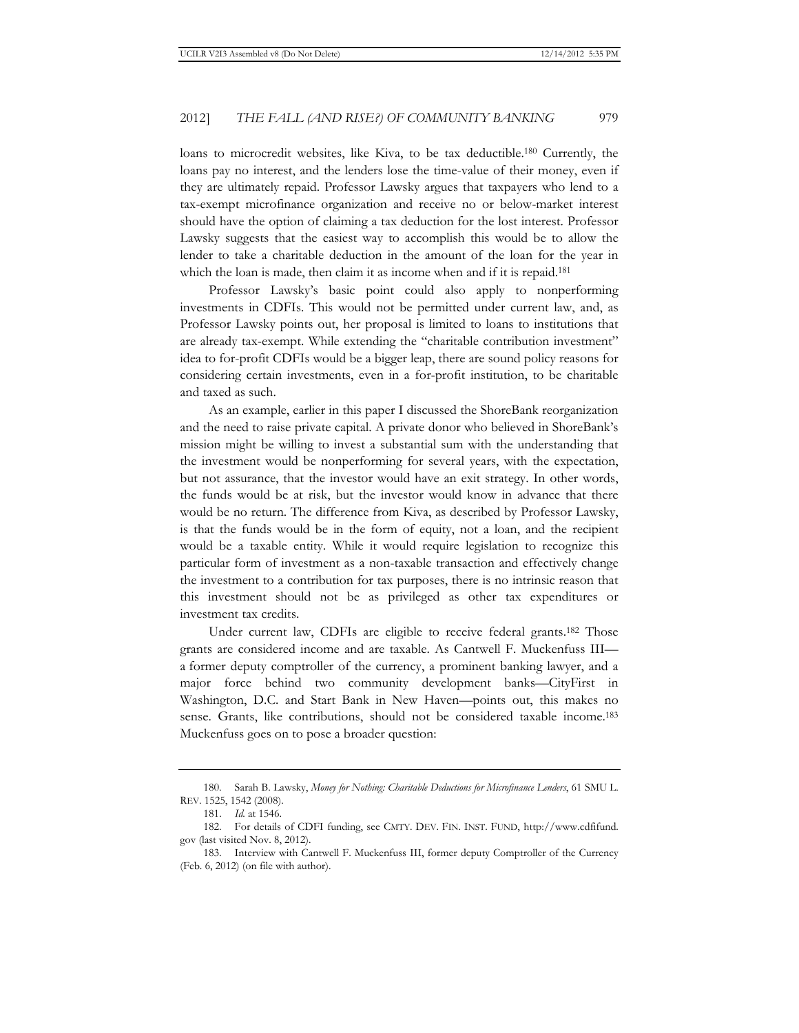loans to microcredit websites, like Kiva, to be tax deductible.[180] Currently, the loans pay no interest, and the lenders lose the time-value of their money, even if they are ultimately repaid. Professor Lawsky argues that taxpayers who lend to a tax-exempt microfinance organization and receive no or below-market interest should have the option of claiming a tax deduction for the lost interest. Professor Lawsky suggests that the easiest way to accomplish this would be to allow the lender to take a charitable deduction in the amount of the loan for the year in which the loan is made, then claim it as income when and if it is repaid.[181]

Professor Lawsky's basic point could also apply to nonperforming investments in CDFIs. This would not be permitted under current law, and, as Professor Lawsky points out, her proposal is limited to loans to institutions that are already tax-exempt. While extending the "charitable contribution investment" idea to for-profit CDFIs would be a bigger leap, there are sound policy reasons for considering certain investments, even in a for-profit institution, to be charitable and taxed as such.

As an example, earlier in this paper I discussed the ShoreBank reorganization and the need to raise private capital. A private donor who believed in ShoreBank's mission might be willing to invest a substantial sum with the understanding that the investment would be nonperforming for several years, with the expectation, but not assurance, that the investor would have an exit strategy. In other words, the funds would be at risk, but the investor would know in advance that there would be no return. The difference from Kiva, as described by Professor Lawsky, is that the funds would be in the form of equity, not a loan, and the recipient would be a taxable entity. While it would require legislation to recognize this particular form of investment as a non-taxable transaction and effectively change the investment to a contribution for tax purposes, there is no intrinsic reason that this investment should not be as privileged as other tax expenditures or investment tax credits.

Under current law, CDFIs are eligible to receive federal grants.[182] Those grants are considered income and are taxable. As Cantwell F. Muckenfuss III—a former deputy comptroller of the currency, a prominent banking lawyer, and a major force behind two community development banks—CityFirst in Washington, D.C. and Start Bank in New Haven—points out, this makes no sense. Grants, like contributions, should not be considered taxable income.[183] Muckenfuss goes on to pose a broader question:

---

180. Sarah B. Lawsky, *Money for Nothing: Charitable Deductions for Microfinance Lenders*, 61 SMU L. REV. 1525, 1542 (2008).

181. *Id.* at 1546.

182. For details of CDFI funding, see CMTY. DEV. FIN. INST. FUND, http://www.cdfifund.gov (last visited Nov. 8, 2012).

183. Interview with Cantwell F. Muckenfuss III, former deputy Comptroller of the Currency (Feb. 6, 2012) (on file with author).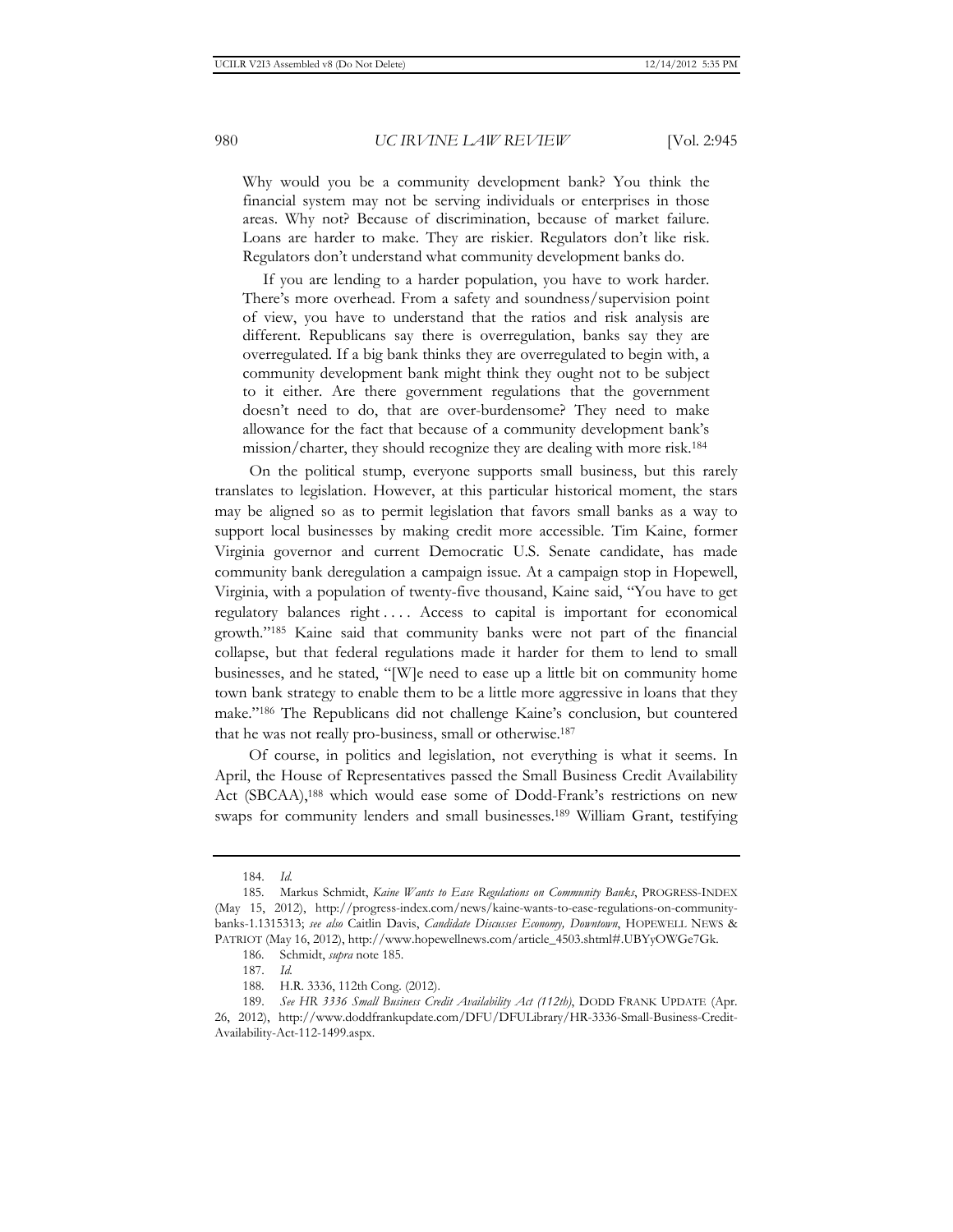> Why would you be a community development bank? You think the financial system may not be serving individuals or enterprises in those areas. Why not? Because of discrimination, because of market failure. Loans are harder to make. They are riskier. Regulators don't like risk. Regulators don't understand what community development banks do.
>
> If you are lending to a harder population, you have to work harder. There's more overhead. From a safety and soundness/supervision point of view, you have to understand that the ratios and risk analysis are different. Republicans say there is overregulation, banks say they are overregulated. If a big bank thinks they are overregulated to begin with, a community development bank might think they ought not to be subject to it either. Are there government regulations that the government doesn't need to do, that are over-burdensome? They need to make allowance for the fact that because of a community development bank's mission/charter, they should recognize they are dealing with more risk.[184]

On the political stump, everyone supports small business, but this rarely translates to legislation. However, at this particular historical moment, the stars may be aligned so as to permit legislation that favors small banks as a way to support local businesses by making credit more accessible. Tim Kaine, former Virginia governor and current Democratic U.S. Senate candidate, has made community bank deregulation a campaign issue. At a campaign stop in Hopewell, Virginia, with a population of twenty-five thousand, Kaine said, "You have to get regulatory balances right . . . . Access to capital is important for economical growth."[185] Kaine said that community banks were not part of the financial collapse, but that federal regulations made it harder for them to lend to small businesses, and he stated, "[W]e need to ease up a little bit on community home town bank strategy to enable them to be a little more aggressive in loans that they make."[186] The Republicans did not challenge Kaine's conclusion, but countered that he was not really pro-business, small or otherwise.[187]

Of course, in politics and legislation, not everything is what it seems. In April, the House of Representatives passed the Small Business Credit Availability Act (SBCAA),[188] which would ease some of Dodd-Frank's restrictions on new swaps for community lenders and small businesses.[189] William Grant, testifying

---

184. *Id.*

185. Markus Schmidt, *Kaine Wants to Ease Regulations on Community Banks*, PROGRESS-INDEX (May 15, 2012), http://progress-index.com/news/kaine-wants-to-ease-regulations-on-community-banks-1.1315313; *see also* Caitlin Davis, *Candidate Discusses Economy, Downtown*, HOPEWELL NEWS & PATRIOT (May 16, 2012), http://www.hopewellnews.com/article_4503.shtml#.UBYyOWGe7Gk.

186. Schmidt, *supra* note 185.

187. *Id.*

188. H.R. 3336, 112th Cong. (2012).

189. *See HR 3336 Small Business Credit Availability Act (112th)*, DODD FRANK UPDATE (Apr. 26, 2012), http://www.doddfrankupdate.com/DFU/DFULibrary/HR-3336-Small-Business-Credit-Availability-Act-112-1499.aspx.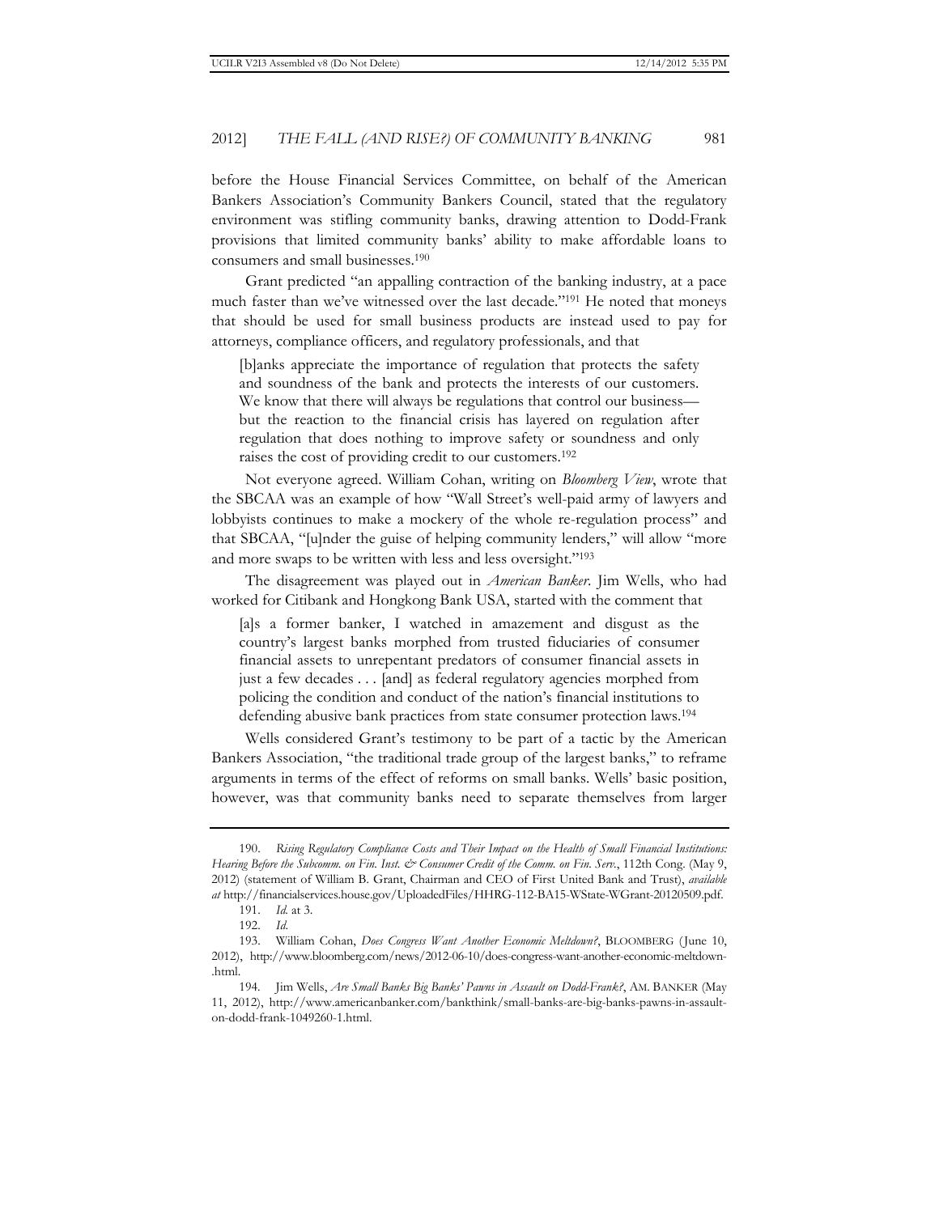before the House Financial Services Committee, on behalf of the American Bankers Association's Community Bankers Council, stated that the regulatory environment was stifling community banks, drawing attention to Dodd-Frank provisions that limited community banks' ability to make affordable loans to consumers and small businesses.[190]

Grant predicted "an appalling contraction of the banking industry, at a pace much faster than we've witnessed over the last decade."[191] He noted that moneys that should be used for small business products are instead used to pay for attorneys, compliance officers, and regulatory professionals, and that

> [b]anks appreciate the importance of regulation that protects the safety and soundness of the bank and protects the interests of our customers. We know that there will always be regulations that control our business—but the reaction to the financial crisis has layered on regulation after regulation that does nothing to improve safety or soundness and only raises the cost of providing credit to our customers.[192]

Not everyone agreed. William Cohan, writing on *Bloomberg View*, wrote that the SBCAA was an example of how "Wall Street's well-paid army of lawyers and lobbyists continues to make a mockery of the whole re-regulation process" and that SBCAA, "[u]nder the guise of helping community lenders," will allow "more and more swaps to be written with less and less oversight."[193]

The disagreement was played out in *American Banker*. Jim Wells, who had worked for Citibank and Hongkong Bank USA, started with the comment that

> [a]s a former banker, I watched in amazement and disgust as the country's largest banks morphed from trusted fiduciaries of consumer financial assets to unrepentant predators of consumer financial assets in just a few decades . . . [and] as federal regulatory agencies morphed from policing the condition and conduct of the nation's financial institutions to defending abusive bank practices from state consumer protection laws.[194]

Wells considered Grant's testimony to be part of a tactic by the American Bankers Association, "the traditional trade group of the largest banks," to reframe arguments in terms of the effect of reforms on small banks. Wells' basic position, however, was that community banks need to separate themselves from larger

---

190. *Rising Regulatory Compliance Costs and Their Impact on the Health of Small Financial Institutions: Hearing Before the Subcomm. on Fin. Inst. & Consumer Credit of the Comm. on Fin. Serv.*, 112th Cong. (May 9, 2012) (statement of William B. Grant, Chairman and CEO of First United Bank and Trust), *available at* http://financialservices.house.gov/UploadedFiles/HHRG-112-BA15-WState-WGrant-20120509.pdf.

191. *Id.* at 3.

192. *Id.*

193. William Cohan, *Does Congress Want Another Economic Meltdown?*, BLOOMBERG (June 10, 2012), http://www.bloomberg.com/news/2012-06-10/does-congress-want-another-economic-meltdown-.html.

194. Jim Wells, *Are Small Banks Big Banks' Pawns in Assault on Dodd-Frank?*, AM. BANKER (May 11, 2012), http://www.americanbanker.com/bankthink/small-banks-are-big-banks-pawns-in-assault-on-dodd-frank-1049260-1.html.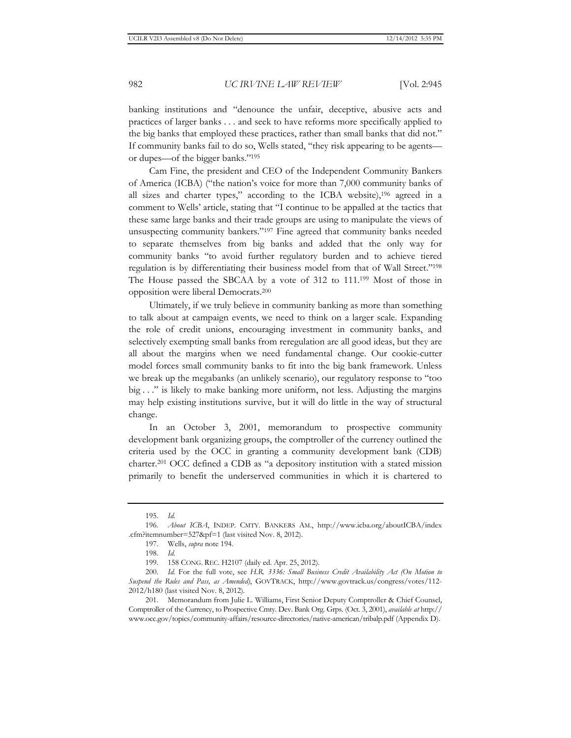banking institutions and "denounce the unfair, deceptive, abusive acts and practices of larger banks . . . and seek to have reforms more specifically applied to the big banks that employed these practices, rather than small banks that did not." If community banks fail to do so, Wells stated, "they risk appearing to be agents—or dupes—of the bigger banks."[195]

Cam Fine, the president and CEO of the Independent Community Bankers of America (ICBA) ("the nation's voice for more than 7,000 community banks of all sizes and charter types," according to the ICBA website),[196] agreed in a comment to Wells' article, stating that "I continue to be appalled at the tactics that these same large banks and their trade groups are using to manipulate the views of unsuspecting community bankers."[197] Fine agreed that community banks needed to separate themselves from big banks and added that the only way for community banks "to avoid further regulatory burden and to achieve tiered regulation is by differentiating their business model from that of Wall Street."[198] The House passed the SBCAA by a vote of 312 to 111.[199] Most of those in opposition were liberal Democrats.[200]

Ultimately, if we truly believe in community banking as more than something to talk about at campaign events, we need to think on a larger scale. Expanding the role of credit unions, encouraging investment in community banks, and selectively exempting small banks from reregulation are all good ideas, but they are all about the margins when we need fundamental change. Our cookie-cutter model forces small community banks to fit into the big bank framework. Unless we break up the megabanks (an unlikely scenario), our regulatory response to "too big . . ." is likely to make banking more uniform, not less. Adjusting the margins may help existing institutions survive, but it will do little in the way of structural change.

In an October 3, 2001, memorandum to prospective community development bank organizing groups, the comptroller of the currency outlined the criteria used by the OCC in granting a community development bank (CDB) charter.[201] OCC defined a CDB as "a depository institution with a stated mission primarily to benefit the underserved communities in which it is chartered to

---

195. *Id.*

196. *About ICBA*, INDEP. CMTY. BANKERS AM., http://www.icba.org/aboutICBA/index.cfm?itemnumber=527&pf=1 (last visited Nov. 8, 2012).

197. Wells, *supra* note 194.

198. *Id.*

199. 158 CONG. REC. H2107 (daily ed. Apr. 25, 2012).

200. *Id.* For the full vote, see *H.R. 3336: Small Business Credit Availability Act (On Motion to Suspend the Rules and Pass, as Amended)*, GOVTRACK, http://www.govtrack.us/congress/votes/112-2012/h180 (last visited Nov. 8, 2012).

201. Memorandum from Julie L. Williams, First Senior Deputy Comptroller & Chief Counsel, Comptroller of the Currency, to Prospective Cmty. Dev. Bank Org. Grps. (Oct. 3, 2001), *available at* http://www.occ.gov/topics/community-affairs/resource-directories/native-american/tribalp.pdf (Appendix D).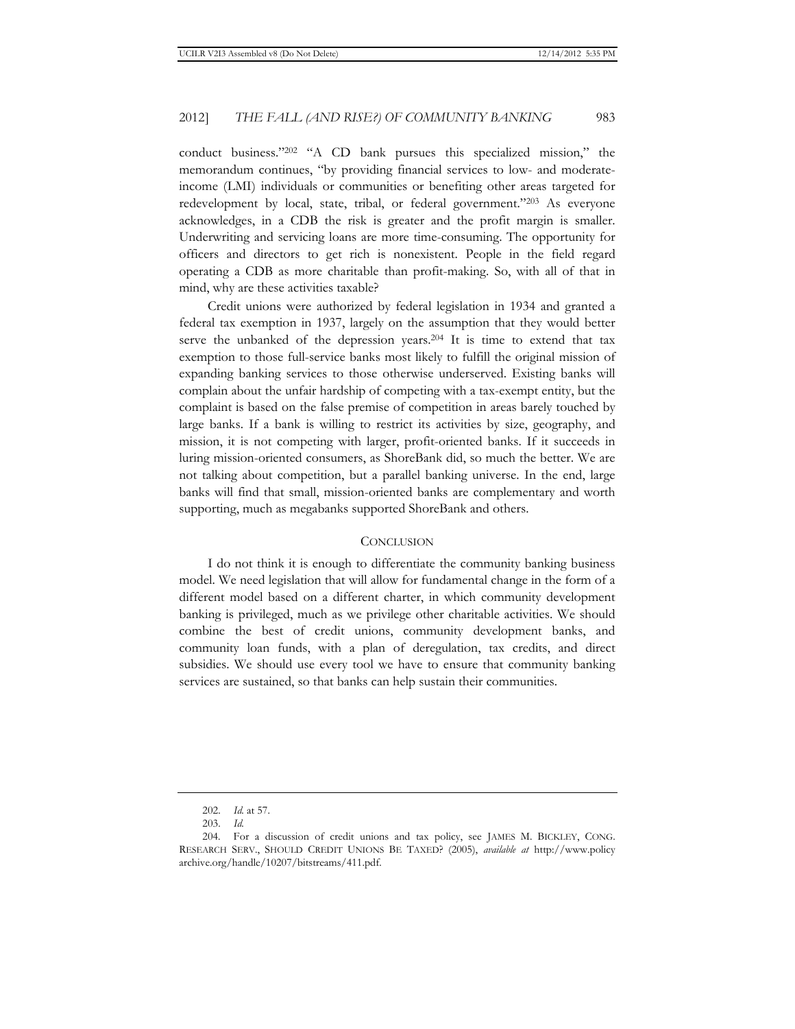conduct business."[202] "A CD bank pursues this specialized mission," the memorandum continues, "by providing financial services to low- and moderate-income (LMI) individuals or communities or benefiting other areas targeted for redevelopment by local, state, tribal, or federal government."[203] As everyone acknowledges, in a CDB the risk is greater and the profit margin is smaller. Underwriting and servicing loans are more time-consuming. The opportunity for officers and directors to get rich is nonexistent. People in the field regard operating a CDB as more charitable than profit-making. So, with all of that in mind, why are these activities taxable?

Credit unions were authorized by federal legislation in 1934 and granted a federal tax exemption in 1937, largely on the assumption that they would better serve the unbanked of the depression years.[204] It is time to extend that tax exemption to those full-service banks most likely to fulfill the original mission of expanding banking services to those otherwise underserved. Existing banks will complain about the unfair hardship of competing with a tax-exempt entity, but the complaint is based on the false premise of competition in areas barely touched by large banks. If a bank is willing to restrict its activities by size, geography, and mission, it is not competing with larger, profit-oriented banks. If it succeeds in luring mission-oriented consumers, as ShoreBank did, so much the better. We are not talking about competition, but a parallel banking universe. In the end, large banks will find that small, mission-oriented banks are complementary and worth supporting, much as megabanks supported ShoreBank and others.

## CONCLUSION

I do not think it is enough to differentiate the community banking business model. We need legislation that will allow for fundamental change in the form of a different model based on a different charter, in which community development banking is privileged, much as we privilege other charitable activities. We should combine the best of credit unions, community development banks, and community loan funds, with a plan of deregulation, tax credits, and direct subsidies. We should use every tool we have to ensure that community banking services are sustained, so that banks can help sustain their communities.

---

202. *Id.* at 57.

203. *Id.*

204. For a discussion of credit unions and tax policy, see JAMES M. BICKLEY, CONG. RESEARCH SERV., SHOULD CREDIT UNIONS BE TAXED? (2005), *available at* http://www.policyarchive.org/handle/10207/bitstreams/411.pdf.